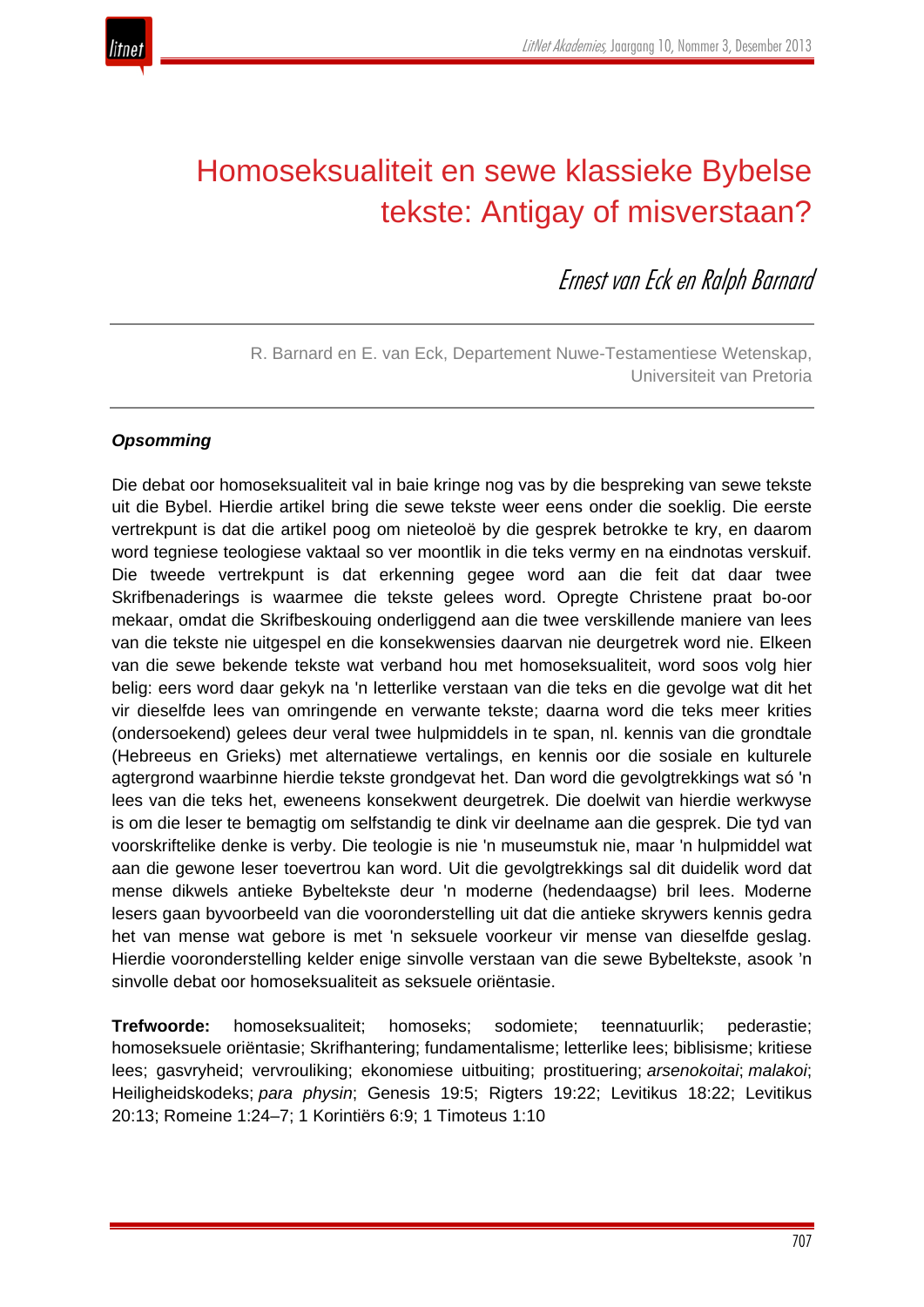# Homoseksualiteit en sewe klassieke Bybelse tekste: Antigay of misverstaan?

*Ernest van Eck en Ralph Barnard*

R. Barnard en E. van Eck, Departement Nuwe-Testamentiese Wetenskap, Universiteit van Pretoria

### *Opsomming*

Die debat oor homoseksualiteit val in baie kringe nog vas by die bespreking van sewe tekste uit die Bybel. Hierdie artikel bring die sewe tekste weer eens onder die soeklig. Die eerste vertrekpunt is dat die artikel poog om nieteoloë by die gesprek betrokke te kry, en daarom word tegniese teologiese vaktaal so ver moontlik in die teks vermy en na eindnotas verskuif. Die tweede vertrekpunt is dat erkenning gegee word aan die feit dat daar twee Skrifbenaderings is waarmee die tekste gelees word. Opregte Christene praat bo-oor mekaar, omdat die Skrifbeskouing onderliggend aan die twee verskillende maniere van lees van die tekste nie uitgespel en die konsekwensies daarvan nie deurgetrek word nie. Elkeen van die sewe bekende tekste wat verband hou met homoseksualiteit, word soos volg hier belig: eers word daar gekyk na 'n letterlike verstaan van die teks en die gevolge wat dit het vir dieselfde lees van omringende en verwante tekste; daarna word die teks meer krities (ondersoekend) gelees deur veral twee hulpmiddels in te span, nl. kennis van die grondtale (Hebreeus en Grieks) met alternatiewe vertalings, en kennis oor die sosiale en kulturele agtergrond waarbinne hierdie tekste grondgevat het. Dan word die gevolgtrekkings wat só 'n lees van die teks het, eweneens konsekwent deurgetrek. Die doelwit van hierdie werkwyse is om die leser te bemagtig om selfstandig te dink vir deelname aan die gesprek. Die tyd van voorskriftelike denke is verby. Die teologie is nie 'n museumstuk nie, maar 'n hulpmiddel wat aan die gewone leser toevertrou kan word. Uit die gevolgtrekkings sal dit duidelik word dat mense dikwels antieke Bybeltekste deur 'n moderne (hedendaagse) bril lees. Moderne lesers gaan byvoorbeeld van die veronderstelling uit dat die antieke skrywers kennis gedra het van mense wat gebore is met 'n seksuele voorkeur vir mense van dieselfde geslag. Hierdie veronderstelling kelder enige sinvolle verstaan van die sewe Bybeltekste, asook 'n sinvolle debat oor homoseksualiteit as seksuele oriëntasie.

**Trefwoorde:** homoseksualiteit; homoseks; sodomiete; teennatuurlik; pederastie; homoseksuele oriëntasie; Skrifhantering; fundamentalisme; letterlike lees; biblisisme; kritiese lees; gasvryheid; vervrouliking; ekonomiese uitbuiting; prostituering; *arsenokoitai*; *malakoi*; Heiligheidskodeks; *para physin*; Genesis 19:5; Rigters 19:22; Levitikus 18:22; Levitikus 20:13; Romeine 1:24–7; 1 Korintiërs 6:9; 1 Timoteus 1:10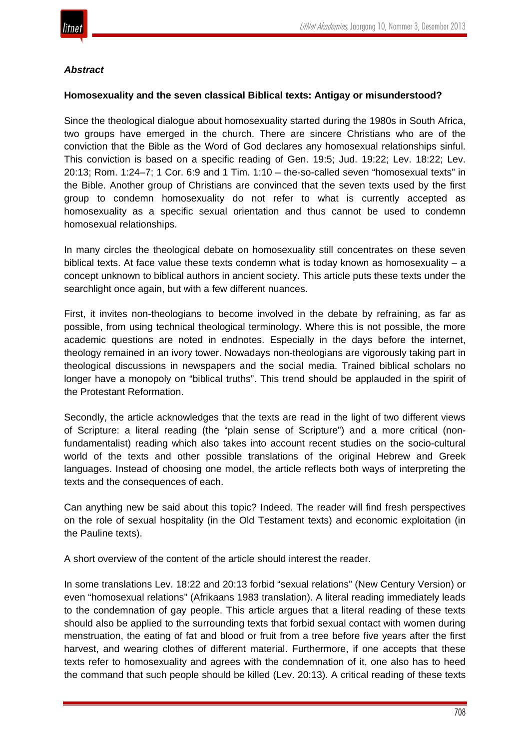### *Abstract*

**Homosexuality and the seven classical Biblical texts: Antigay or misunderstood?**

Since the theological dialogue about homosexuality started during the 1980s in South Africa, two groups have emerged in the church. There are sincere Christians who are of the conviction that the Bible as the Word of God declares any homosexual relationships sinful. This conviction is based on a specific reading of Gen. 19:5; Jud. 19:22; Lev. 18:22; Lev. 20:13; Rom. 1:24–7; 1 Cor. 6:9 and 1 Tim. 1:10 – the-so-called seven "homosexual texts" in the Bible. Another group of Christians are convinced that the seven texts used by the first group to condemn homosexuality do not refer to what is currently accepted as homosexuality as a specific sexual orientation and thus cannot be used to condemn homosexual relationships.

In many circles the theological debate on homosexuality still concentrates on these seven biblical texts. At face value these texts condemn what is today known as homosexuality – a concept unknown to biblical authors in ancient society. This article puts these texts under the searchlight once again, but with a few different nuances.

First, it invites non-theologians to become involved in the debate by refraining, as far as possible, from using technical theological terminology. Where this is not possible, the more academic questions are noted in endnotes. Especially in the days before the internet, theology remained in an ivory tower. Nowadays non-theologians are vigorously taking part in theological discussions in newspapers and the social media. Trained biblical scholars no longer have a monopoly on "biblical truths". This trend should be applauded in the spirit of the Protestant Reformation.

Secondly, the article acknowledges that the texts are read in the light of two different views of Scripture: a literal reading (the "plain sense of Scripture") and a more critical (non-fundamentalist) reading which also takes into account recent studies on the socio-cultural world of the texts and other possible translations of the original Hebrew and Greek languages. Instead of choosing one model, the article reflects both ways of interpreting the texts and the consequences of each.

Can anything new be said about this topic? Indeed. The reader will find fresh perspectives on the role of sexual hospitality (in the Old Testament texts) and economic exploitation (in the Pauline texts).

A short overview of the content of the article should interest the reader.

In some translations Lev. 18:22 and 20:13 forbid "sexual relations" (New Century Version) or even "homosexual relations" (Afrikaans 1983 translation). A literal reading immediately leads to the condemnation of gay people. This article argues that a literal reading of these texts should also be applied to the surrounding texts that forbid sexual contact with women during menstruation, the eating of fat and blood or fruit from a tree before five years after the first harvest, and wearing clothes of different material. Furthermore, if one accepts that these texts refer to homosexuality and agrees with the condemnation of it, one also has to heed the command that such people should be killed (Lev. 20:13). A critical reading of these texts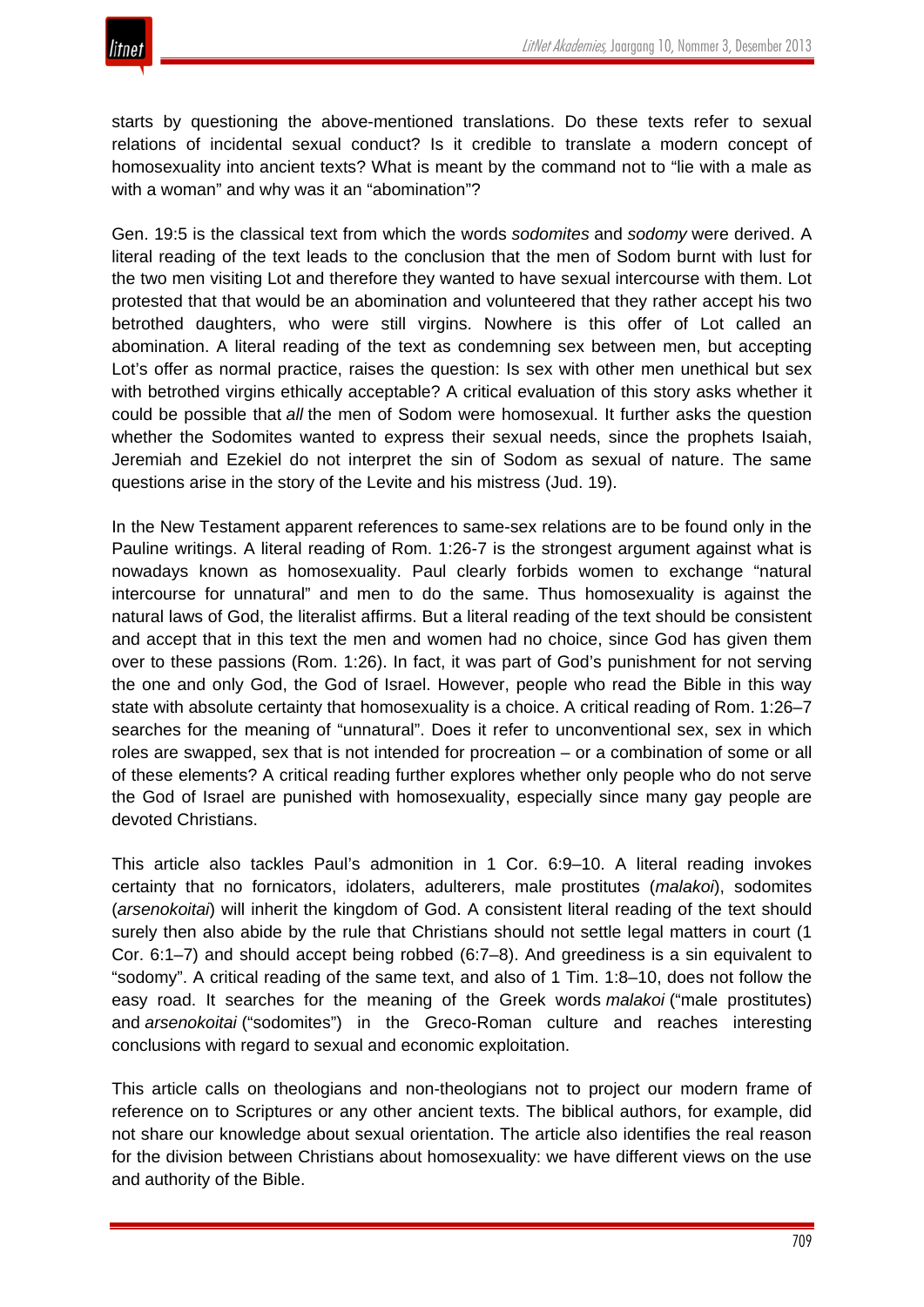starts by questioning the above-mentioned translations. Do these texts refer to sexual relations of incidental sexual conduct? Is it credible to translate a modern concept of homosexuality into ancient texts? What is meant by the command not to "lie with a male as with a woman" and why was it an "abomination"?

Gen. 19:5 is the classical text from which the words *sodomites* and *sodomy* were derived. A literal reading of the text leads to the conclusion that the men of Sodom burnt with lust for the two men visiting Lot and therefore they wanted to have sexual intercourse with them. Lot protested that that would be an abomination and volunteered that they rather accept his two betrothed daughters, who were still virgins. Nowhere is this offer of Lot called an abomination. A literal reading of the text as condemning sex between men, but accepting Lot's offer as normal practice, raises the question: Is sex with other men unethical but sex with betrothed virgins ethically acceptable? A critical evaluation of this story asks whether it could be possible that *all* the men of Sodom were homosexual. It further asks the question whether the Sodomites wanted to express their sexual needs, since the prophets Isaiah, Jeremiah and Ezekiel do not interpret the sin of Sodom as sexual of nature. The same questions arise in the story of the Levite and his mistress (Jud. 19).

In the New Testament apparent references to same-sex relations are to be found only in the Pauline writings. A literal reading of Rom. 1:26-7 is the strongest argument against what is nowadays known as homosexuality. Paul clearly forbids women to exchange "natural intercourse for unnatural" and men to do the same. Thus homosexuality is against the natural laws of God, the literalist affirms. But a literal reading of the text should be consistent and accept that in this text the men and women had no choice, since God has given them over to these passions (Rom. 1:26). In fact, it was part of God's punishment for not serving the one and only God, the God of Israel. However, people who read the Bible in this way state with absolute certainty that homosexuality is a choice. A critical reading of Rom. 1:26–7 searches for the meaning of "unnatural". Does it refer to unconventional sex, sex in which roles are swapped, sex that is not intended for procreation – or a combination of some or all of these elements? A critical reading further explores whether only people who do not serve the God of Israel are punished with homosexuality, especially since many gay people are devoted Christians.

This article also tackles Paul's admonition in 1 Cor. 6:9–10. A literal reading invokes certainty that no fornicators, idolaters, adulterers, male prostitutes (*malakoi*), sodomites (*arsenokoitai*) will inherit the kingdom of God. A consistent literal reading of the text should surely then also abide by the rule that Christians should not settle legal matters in court (1 Cor. 6:1–7) and should accept being robbed (6:7–8). And greediness is a sin equivalent to "sodomy". A critical reading of the same text, and also of 1 Tim. 1:8–10, does not follow the easy road. It searches for the meaning of the Greek words *malakoi* ("male prostitutes) and *arsenokoitai* ("sodomites") in the Greco-Roman culture and reaches interesting conclusions with regard to sexual and economic exploitation.

This article calls on theologians and non-theologians not to project our modern frame of reference on to Scriptures or any other ancient texts. The biblical authors, for example, did not share our knowledge about sexual orientation. The article also identifies the real reason for the division between Christians about homosexuality: we have different views on the use and authority of the Bible.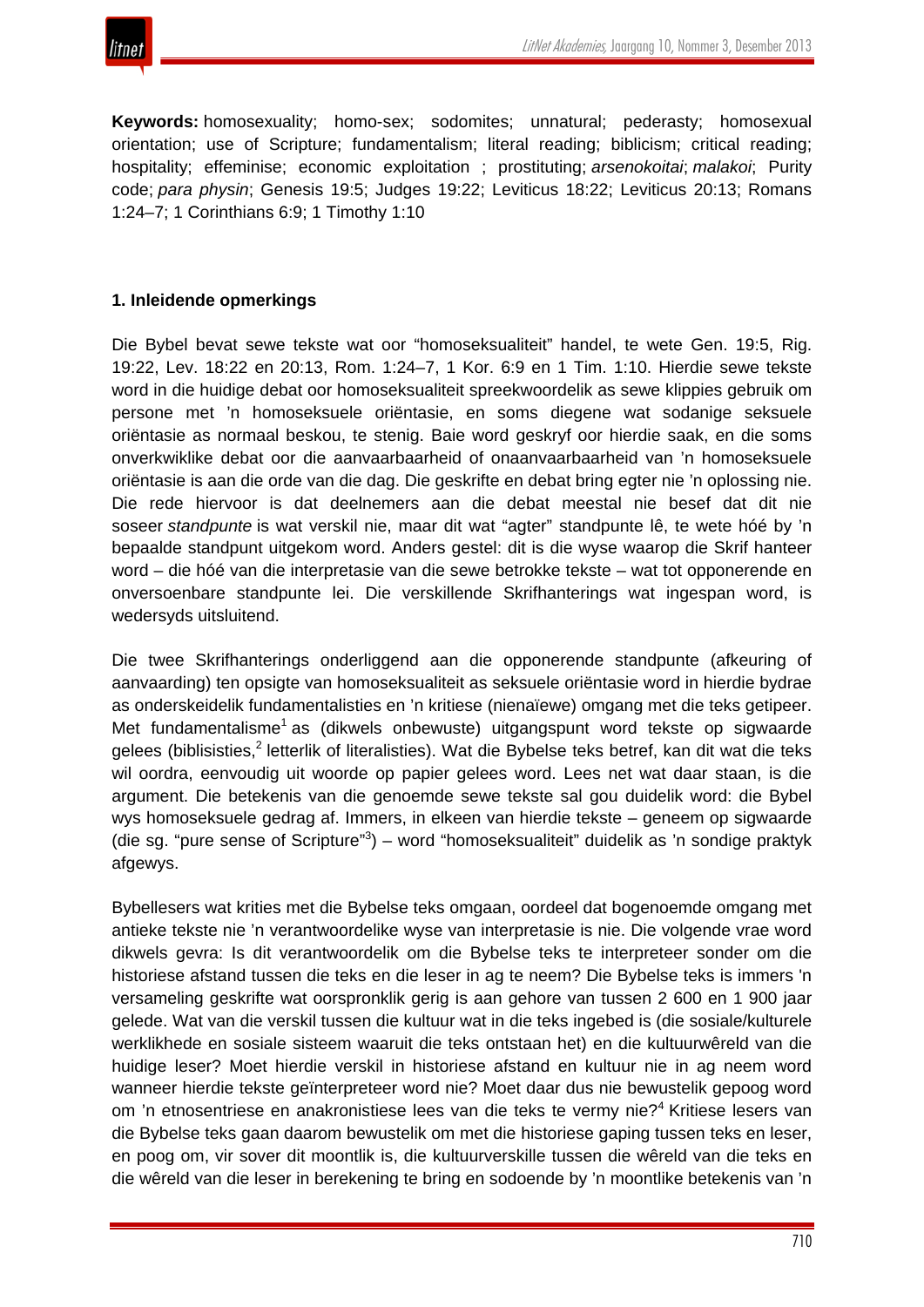**Keywords:** homosexuality; homo-sex; sodomites; unnatural; pederasty; homosexual orientation; use of Scripture; fundamentalism; literal reading; biblicism; critical reading; hospitality; effeminise; economic exploitation ; prostituting; *arsenokoitai*; *malakoi*; Purity code; *para physin*; Genesis 19:5; Judges 19:22; Leviticus 18:22; Leviticus 20:13; Romans 1:24–7; 1 Corinthians 6:9; 1 Timothy 1:10

## 1. Inleidende opmerkings

Die Bybel bevat sewe tekste wat oor "homoseksualiteit" handel, te wete Gen. 19:5, Rig. 19:22, Lev. 18:22 en 20:13, Rom. 1:24–7, 1 Kor. 6:9 en 1 Tim. 1:10. Hierdie sewe tekste word in die huidige debat oor homoseksualiteit spreekwoordelik as sewe klippies gebruik om persone met 'n homoseksuele oriëntasie, en soms diegene wat sodanige seksuele oriëntasie as normaal beskou, te stenig. Baie word geskryf oor hierdie saak, en die soms onverkwiklike debat oor die aanvaarbaarheid of onaanvaarbaarheid van 'n homoseksuele oriëntasie is aan die orde van die dag. Die geskrifte en debat bring egter nie 'n oplossing nie. Die rede hiervoor is dat deelnemers aan die debat meestal nie besef dat dit nie soseer *standpunte* is wat verskil nie, maar dit wat "agter" standpunte lê, te wete hóé by 'n bepaalde standpunt uitgekom word. Anders gestel: dit is die wyse waarop die Skrif hanteer word – die hóé van die interpretasie van die sewe betrokke tekste – wat tot opponerende en onversoenbare standpunte lei. Die verskillende Skrifhanterings wat ingespan word, is wedersyds uitsluitend.

Die twee Skrifhanterings onderliggend aan die opponerende standpunte (afkeuring of aanvaarding) ten opsigte van homoseksualiteit as seksuele oriëntasie word in hierdie bydrae as onderskeidelik fundamentalisties en 'n kritiese (nienaïewe) omgang met die teks getipeer. Met fundamentalisme[1] as (dikwels onbewuste) uitgangspunt word tekste op sigwaarde gelees (biblisisties,[2] letterlik of literalisties). Wat die Bybelse teks betref, kan dit wat die teks wil oordra, eenvoudig uit woorde op papier gelees word. Lees net wat daar staan, is die argument. Die betekenis van die genoemde sewe tekste sal gou duidelik word: die Bybel wys homoseksuele gedrag af. Immers, in elkeen van hierdie tekste – geneem op sigwaarde (die sg. "pure sense of Scripture"[3]) – word "homoseksualiteit" duidelik as 'n sondige praktyk afgewys.

Bybellesers wat krities met die Bybelse teks omgaan, oordeel dat bogenoemde omgang met antieke tekste nie 'n verantwoordelike wyse van interpretasie is nie. Die volgende vrae word dikwels gevra: Is dit verantwoordelik om die Bybelse teks te interpreteer sonder om die historiese afstand tussen die teks en die leser in ag te neem? Die Bybelse teks is immers 'n versameling geskrifte wat oorspronklik gerig is aan gehore van tussen 2 600 en 1 900 jaar gelede. Wat van die verskil tussen die kultuur wat in die teks ingebed is (die sosiale/kulturele werklikhede en sosiale sisteem waaruit die teks ontstaan het) en die kultuurwêreld van die huidige leser? Moet hierdie verskil in historiese afstand en kultuur nie in ag neem word wanneer hierdie tekste geïnterpreteer word nie? Moet daar dus nie bewustelik gepoog word om 'n etnosentriese en anakronistiese lees van die teks te vermy nie?[4] Kritiese lesers van die Bybelse teks gaan daarom bewustelik om met die historiese gaping tussen teks en leser, en poog om, vir sover dit moontlik is, die kultuurverskille tussen die wêreld van die teks en die wêreld van die leser in berekening te bring en sodoende by 'n moontlike betekenis van 'n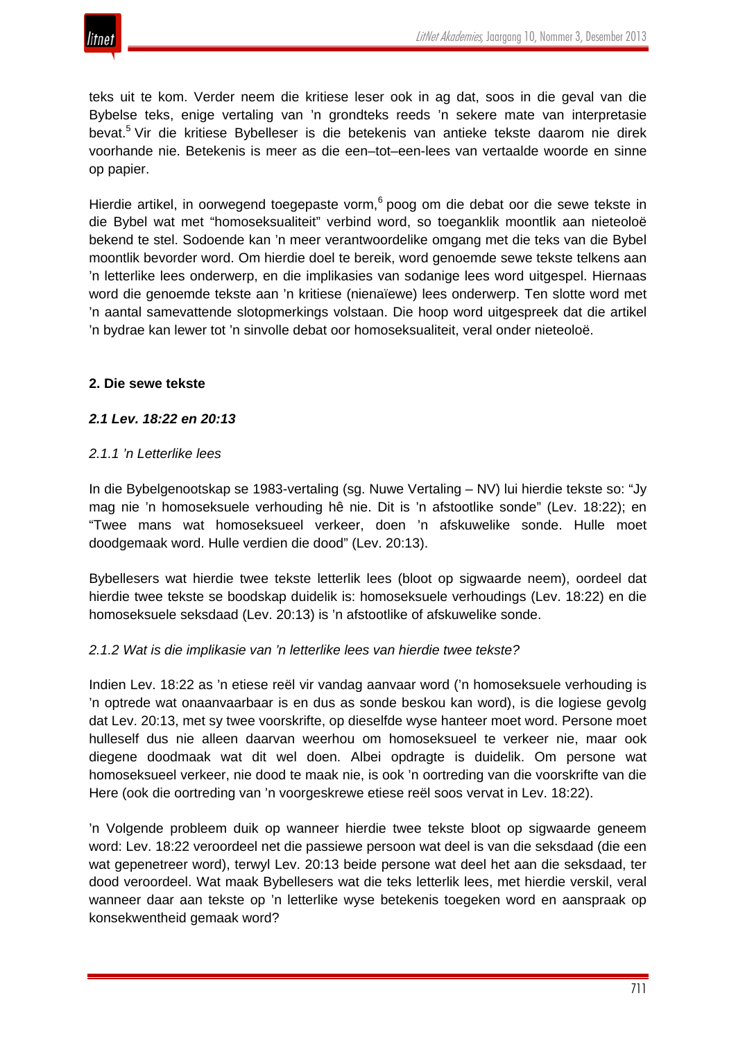teks uit te kom. Verder neem die kritiese leser ook in ag dat, soos in die geval van die Bybelse teks, enige vertaling van 'n grondteks reeds 'n sekere mate van interpretasie bevat.[5] Vir die kritiese Bybelleser is die betekenis van antieke tekste daarom nie direk voorhande nie. Betekenis is meer as die een–tot–een-lees van vertaalde woorde en sinne op papier.

Hierdie artikel, in oorwegend toegepaste vorm,[6] poog om die debat oor die sewe tekste in die Bybel wat met "homoseksualiteit" verbind word, so toeganklik moontlik aan nieteoloë bekend te stel. Sodoende kan 'n meer verantwoordelike omgang met die teks van die Bybel moontlik bevorder word. Om hierdie doel te bereik, word genoemde sewe tekste telkens aan 'n letterlike lees onderwerp, en die implikasies van sodanige lees word uitgespel. Hiernaas word die genoemde tekste aan 'n kritiese (nienaïewe) lees onderwerp. Ten slotte word met 'n aantal samevattende slotopmerkings volstaan. Die hoop word uitgespreek dat die artikel 'n bydrae kan lewer tot 'n sinvolle debat oor homoseksualiteit, veral onder nieteoloë.

## 2. Die sewe tekste

### *2.1 Lev. 18:22 en 20:13*

#### *2.1.1 'n Letterlike lees*

In die Bybelgenootskap se 1983-vertaling (sg. Nuwe Vertaling – NV) lui hierdie tekste so: "Jy mag nie 'n homoseksuele verhouding hê nie. Dit is 'n afstootlike sonde" (Lev. 18:22); en "Twee mans wat homoseksueel verkeer, doen 'n afskuwelike sonde. Hulle moet doodgemaak word. Hulle verdien die dood" (Lev. 20:13).

Bybellesers wat hierdie twee tekste letterlik lees (bloot op sigwaarde neem), oordeel dat hierdie twee tekste se boodskap duidelik is: homoseksuele verhoudings (Lev. 18:22) en die homoseksuele seksdaad (Lev. 20:13) is 'n afstootlike of afskuwelike sonde.

#### *2.1.2 Wat is die implikasie van 'n letterlike lees van hierdie twee tekste?*

Indien Lev. 18:22 as 'n etiese reël vir vandag aanvaar word ('n homoseksuele verhouding is 'n optrede wat onaanvaarbaar is en dus as sonde beskou kan word), is die logiese gevolg dat Lev. 20:13, met sy twee voorskrifte, op dieselfde wyse hanteer moet word. Persone moet hulleself dus nie alleen daarvan weerhou om homoseksueel te verkeer nie, maar ook diegene doodmaak wat dit wel doen. Albei opdragte is duidelik. Om persone wat homoseksueel verkeer, nie dood te maak nie, is ook 'n oortreding van die voorskrifte van die Here (ook die oortreding van 'n voorgeskrewe etiese reël soos vervat in Lev. 18:22).

'n Volgende probleem duik op wanneer hierdie twee tekste bloot op sigwaarde geneem word: Lev. 18:22 veroordeel net die passiewe persoon wat deel is van die seksdaad (die een wat gepenetreer word), terwyl Lev. 20:13 beide persone wat deel het aan die seksdaad, ter dood veroordeel. Wat maak Bybellesers wat die teks letterlik lees, met hierdie verskil, veral wanneer daar aan tekste op 'n letterlike wyse betekenis toegeken word en aanspraak op konsekwentheid gemaak word?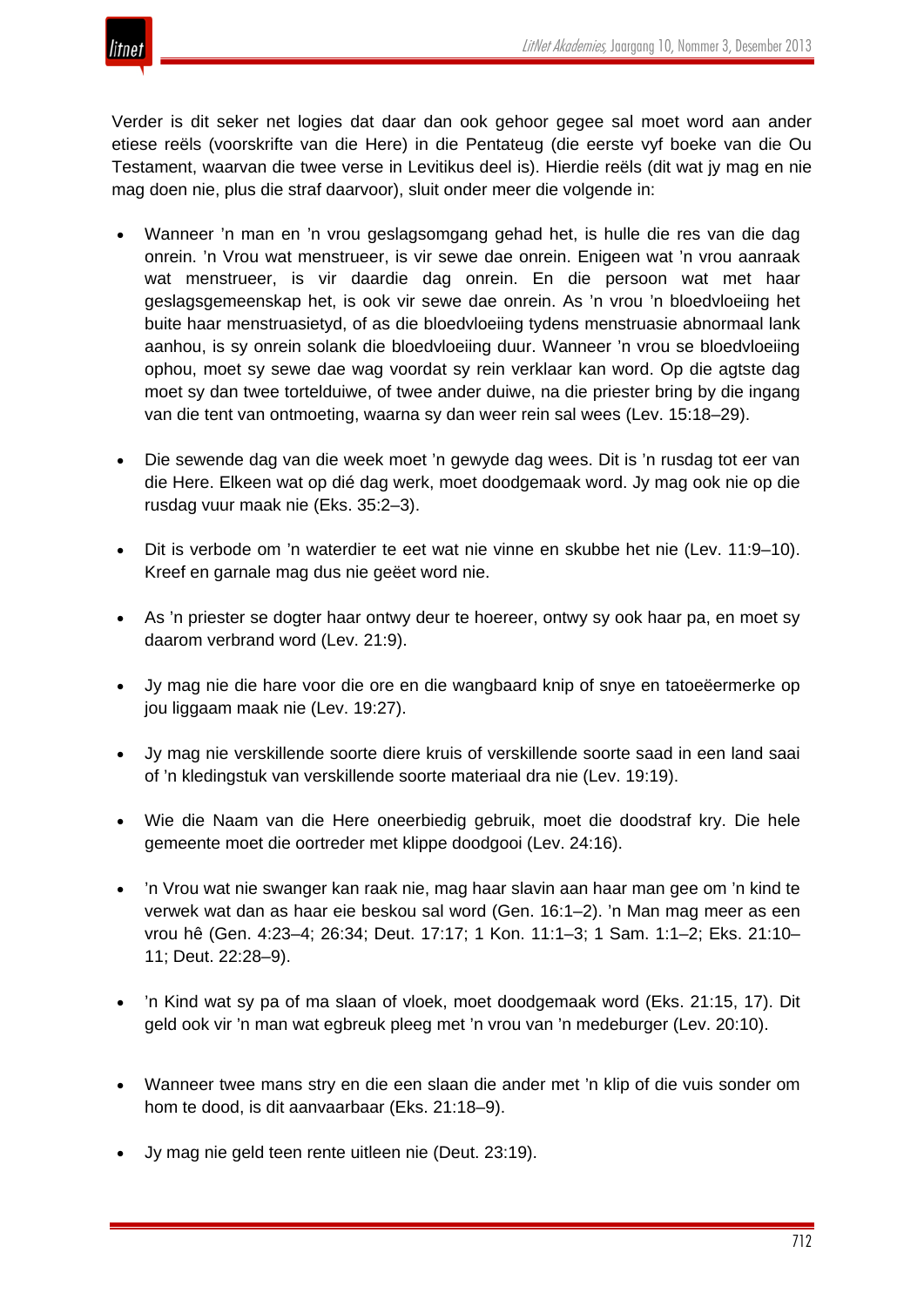Verder is dit seker net logies dat daar dan ook gehoor gegee sal moet word aan ander etiese reëls (voorskrifte van die Here) in die Pentateug (die eerste vyf boeke van die Ou Testament, waarvan die twee verse in Levitikus deel is). Hierdie reëls (dit wat jy mag en nie mag doen nie, plus die straf daarvoor), sluit onder meer die volgende in:

- Wanneer ’n man en ’n vrou geslagsomgang gehad het, is hulle die res van die dag onrein. ’n Vrou wat menstrueer, is vir sewe dae onrein. Enigeen wat ’n vrou aanraak wat menstrueer, is vir daardie dag onrein. En die persoon wat met haar geslagsgemeenskap het, is ook vir sewe dae onrein. As ’n vrou ’n bloedvloeiing het buite haar menstruasietyd, of as die bloedvloeiing tydens menstruasie abnormaal lank aanhou, is sy onrein solank die bloedvloeiing duur. Wanneer ’n vrou se bloedvloeiing ophou, moet sy sewe dae wag voordat sy rein verklaar kan word. Op die agtste dag moet sy dan twee tortelduiwe, of twee ander duiwe, na die priester bring by die ingang van die tent van ontmoeting, waarna sy dan weer rein sal wees (Lev. 15:18–29).

- Die sewende dag van die week moet ’n gewyde dag wees. Dit is ’n rusdag tot eer van die Here. Elkeen wat op dié dag werk, moet doodgemaak word. Jy mag ook nie op die rusdag vuur maak nie (Eks. 35:2–3).

- Dit is verbode om ’n waterdier te eet wat nie vinne en skubbe het nie (Lev. 11:9–10). Kreef en garnale mag dus nie geëet word nie.

- As ’n priester se dogter haar ontwy deur te hoereer, ontwy sy ook haar pa, en moet sy daarom verbrand word (Lev. 21:9).

- Jy mag nie die hare voor die ore en die wangbaard knip of snye en tatoeëermerke op jou liggaam maak nie (Lev. 19:27).

- Jy mag nie verskillende soorte diere kruis of verskillende soorte saad in een land saai of ’n kledingstuk van verskillende soorte materiaal dra nie (Lev. 19:19).

- Wie die Naam van die Here oneerbiedig gebruik, moet die doodstraf kry. Die hele gemeente moet die oortreder met klippe doodgooi (Lev. 24:16).

- ’n Vrou wat nie swanger kan raak nie, mag haar slavin aan haar man gee om ’n kind te verwek wat dan as haar eie beskou sal word (Gen. 16:1–2). ’n Man mag meer as een vrou hê (Gen. 4:23–4; 26:34; Deut. 17:17; 1 Kon. 11:1–3; 1 Sam. 1:1–2; Eks. 21:10–11; Deut. 22:28–9).

- ’n Kind wat sy pa of ma slaan of vloek, moet doodgemaak word (Eks. 21:15, 17). Dit geld ook vir ’n man wat egbreuk pleeg met ’n vrou van ’n medeburger (Lev. 20:10).

- Wanneer twee mans stry en die een slaan die ander met ’n klip of die vuis sonder om hom te dood, is dit aanvaarbaar (Eks. 21:18–9).

- Jy mag nie geld teen rente uitleen nie (Deut. 23:19).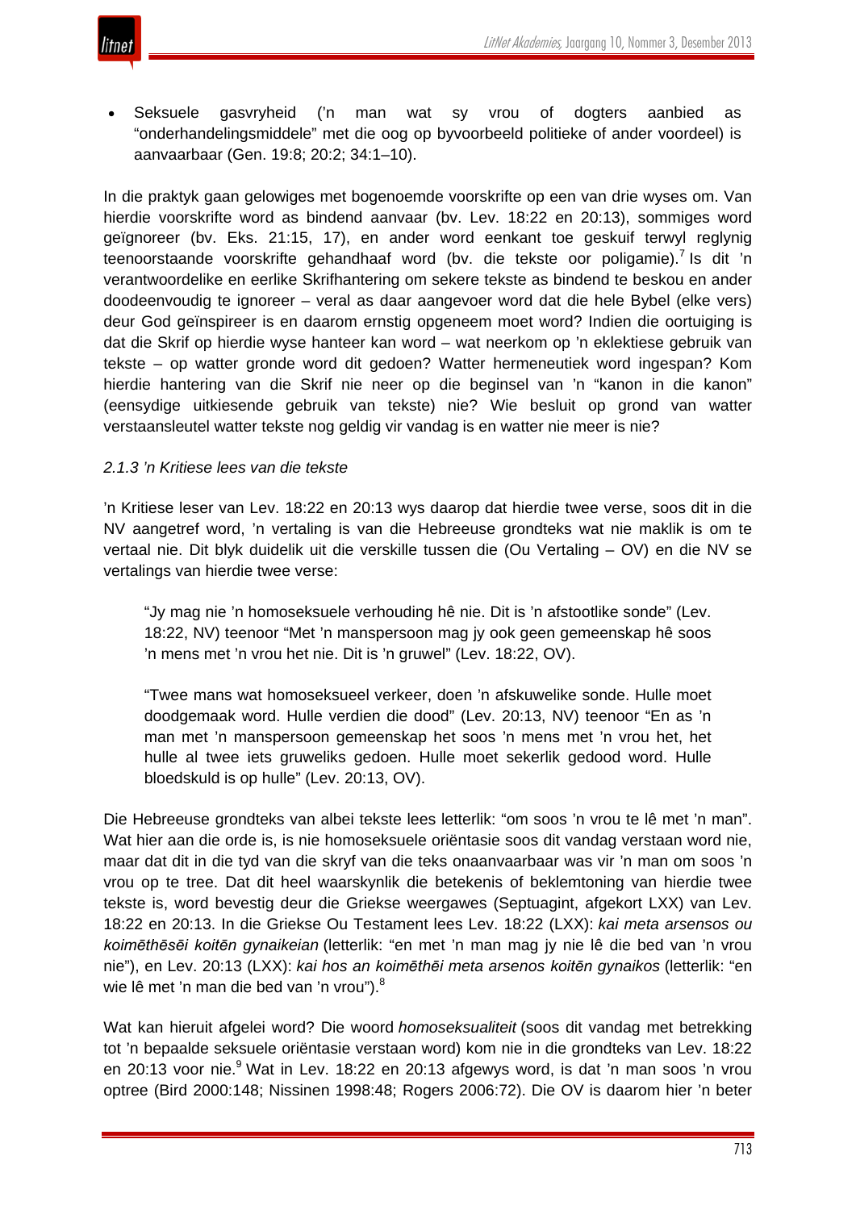- Seksuele gasvryheid ('n man wat sy vrou of dogters aanbied as "onderhandelingsmiddele" met die oog op byvoorbeeld politieke of ander voordeel) is aanvaarbaar (Gen. 19:8; 20:2; 34:1–10).

In die praktyk gaan gelowiges met bogenoemde voorskrifte op een van drie wyses om. Van hierdie voorskrifte word as bindend aanvaar (bv. Lev. 18:22 en 20:13), sommiges word geïgnoreer (bv. Eks. 21:15, 17), en ander word eenkant toe geskuif terwyl reglynig teenoorstaande voorskrifte gehandhaaf word (bv. die tekste oor poligamie).[7] Is dit 'n verantwoordelike en eerlike Skrifhantering om sekere tekste as bindend te beskou en ander doodeenvoudig te ignoreer – veral as daar aangevoer word dat die hele Bybel (elke vers) deur God geïnspireer is en daarom ernstig opgeneem moet word? Indien die oortuiging is dat die Skrif op hierdie wyse hanteer kan word – wat neerkom op 'n eklektiese gebruik van tekste – op watter gronde word dit gedoen? Watter hermeneutiek word ingespan? Kom hierdie hantering van die Skrif nie neer op die beginsel van 'n "kanon in die kanon" (eensydige uitkiesende gebruik van tekste) nie? Wie besluit op grond van watter verstaansleutel watter tekste nog geldig vir vandag is en watter nie meer is nie?

*2.1.3 'n Kritiese lees van die tekste*

'n Kritiese leser van Lev. 18:22 en 20:13 wys daarop dat hierdie twee verse, soos dit in die NV aangetref word, 'n vertaling is van die Hebreeuse grondteks wat nie maklik is om te vertaal nie. Dit blyk duidelik uit die verskille tussen die (Ou Vertaling – OV) en die NV se vertalings van hierdie twee verse:

> "Jy mag nie 'n homoseksuele verhouding hê nie. Dit is 'n afstootlike sonde" (Lev. 18:22, NV) teenoor "Met 'n manspersoon mag jy ook geen gemeenskap hê soos 'n mens met 'n vrou het nie. Dit is 'n gruwel" (Lev. 18:22, OV).
>
> "Twee mans wat homoseksueel verkeer, doen 'n afskuwelike sonde. Hulle moet doodgemaak word. Hulle verdien die dood" (Lev. 20:13, NV) teenoor "En as 'n man met 'n manspersoon gemeenskap het soos 'n mens met 'n vrou het, het hulle al twee iets gruweliks gedoen. Hulle moet sekerlik gedood word. Hulle bloedskuld is op hulle" (Lev. 20:13, OV).

Die Hebreeuse grondteks van albei tekste lees letterlik: "om soos 'n vrou te lê met 'n man". Wat hier aan die orde is, is nie homoseksuele oriëntasie soos dit vandag verstaan word nie, maar dat dit in die tyd van die skryf van die teks onaanvaarbaar was vir 'n man om soos 'n vrou op te tree. Dat dit heel waarskynlik die betekenis of beklemtoning van hierdie twee tekste is, word bevestig deur die Griekse weergawes (Septuagint, afgekort LXX) van Lev. 18:22 en 20:13. In die Griekse Ou Testament lees Lev. 18:22 (LXX): *kai meta arsensos ou koimēthēsēi koitēn gynaikeian* (letterlik: "en met 'n man mag jy nie lê die bed van 'n vrou nie"), en Lev. 20:13 (LXX): *kai hos an koimēthēi meta arsenos koitēn gynaikos* (letterlik: "en wie lê met 'n man die bed van 'n vrou").[8]

Wat kan hieruit afgelei word? Die woord *homoseksualiteit* (soos dit vandag met betrekking tot 'n bepaalde seksuele oriëntasie verstaan word) kom nie in die grondteks van Lev. 18:22 en 20:13 voor nie.[9] Wat in Lev. 18:22 en 20:13 afgewys word, is dat 'n man soos 'n vrou optree (Bird 2000:148; Nissinen 1998:48; Rogers 2006:72). Die OV is daarom hier 'n beter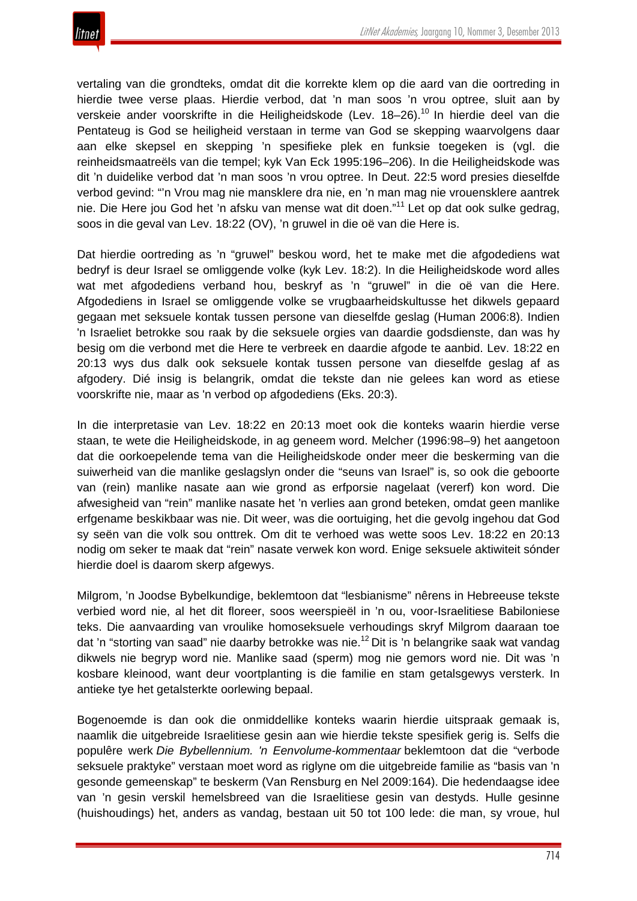vertaling van die grondteks, omdat dit die korrekte klem op die aard van die oortreding in hierdie twee verse plaas. Hierdie verbod, dat 'n man soos 'n vrou optree, sluit aan by verskeie ander voorskrifte in die Heiligheidskode (Lev. 18–26).[10] In hierdie deel van die Pentateug is God se heiligheid verstaan in terme van God se skepping waarvolgens daar aan elke skepsel en skepping 'n spesifieke plek en funksie toegeken is (vgl. die reinheidsmaatreëls van die tempel; kyk Van Eck 1995:196–206). In die Heiligheidskode was dit 'n duidelike verbod dat 'n man soos 'n vrou optree. In Deut. 22:5 word presies dieselfde verbod gevind: "'n Vrou mag nie mansklere dra nie, en 'n man mag nie vrouensklere aantrek nie. Die Here jou God het 'n afsku van mense wat dit doen."[11] Let op dat ook sulke gedrag, soos in die geval van Lev. 18:22 (OV), 'n gruwel in die oë van die Here is.

Dat hierdie oortreding as 'n "gruwel" beskou word, het te make met die afgodediens wat bedryf is deur Israel se omliggende volke (kyk Lev. 18:2). In die Heiligheidskode word alles wat met afgodediens verband hou, beskryf as 'n "gruwel" in die oë van die Here. Afgodediens in Israel se omliggende volke se vrugbaarheidskultusse het dikwels gepaard gegaan met seksuele kontak tussen persone van dieselfde geslag (Human 2006:8). Indien 'n Israeliet betrokke sou raak by die seksuele orgies van daardie godsdienste, dan was hy besig om die verbond met die Here te verbreek en daardie afgode te aanbid. Lev. 18:22 en 20:13 wys dus dalk ook seksuele kontak tussen persone van dieselfde geslag af as afgodery. Dié insig is belangrik, omdat die tekste dan nie gelees kan word as etiese voorskrifte nie, maar as 'n verbod op afgodediens (Eks. 20:3).

In die interpretasie van Lev. 18:22 en 20:13 moet ook die konteks waarin hierdie verse staan, te wete die Heiligheidskode, in ag geneem word. Melcher (1996:98–9) het aangetoon dat die oorkoepelende tema van die Heiligheidskode onder meer die beskerming van die suiwerheid van die manlike geslagslyn onder die "seuns van Israel" is, so ook die geboorte van (rein) manlike nasate aan wie grond as erfporsie nagelaat (vererf) kon word. Die afwesigheid van "rein" manlike nasate het 'n verlies aan grond beteken, omdat geen manlike erfgename beskikbaar was nie. Dit weer, was die oortuiging, het die gevolg ingehou dat God sy seën van die volk sou onttrek. Om dit te verhoed was wette soos Lev. 18:22 en 20:13 nodig om seker te maak dat "rein" nasate verwek kon word. Enige seksuele aktiwiteit sónder hierdie doel is daarom skerp afgewys.

Milgrom, 'n Joodse Bybelkundige, beklemtoon dat "lesbianisme" nêrens in Hebreeuse tekste verbied word nie, al het dit floreer, soos weerspieël in 'n ou, voor-Israelitiese Babiloniese teks. Die aanvaarding van vroulike homoseksuele verhoudings skryf Milgrom daaraan toe dat 'n "storting van saad" nie daarby betrokke was nie.[12] Dit is 'n belangrike saak wat vandag dikwels nie begryp word nie. Manlike saad (sperm) mog nie gemors word nie. Dit was 'n kosbare kleinood, want deur voortplanting is die familie en stam getalsgewys versterk. In antieke tye het getalsterkte oorlewing bepaal.

Bogenoemde is dan ook die onmiddellike konteks waarin hierdie uitspraak gemaak is, naamlik die uitgebreide Israelitiese gesin aan wie hierdie tekste spesifiek gerig is. Selfs die populêre werk *Die Bybellennium. 'n Eenvolume-kommentaar* beklemtoon dat die "verbode seksuele praktyke" verstaan moet word as riglyne om die uitgebreide familie as "basis van 'n gesonde gemeenskap" te beskerm (Van Rensburg en Nel 2009:164). Die hedendaagse idee van 'n gesin verskil hemelsbreed van die Israelitiese gesin van destyds. Hulle gesinne (huishoudings) het, anders as vandag, bestaan uit 50 tot 100 lede: die man, sy vroue, hul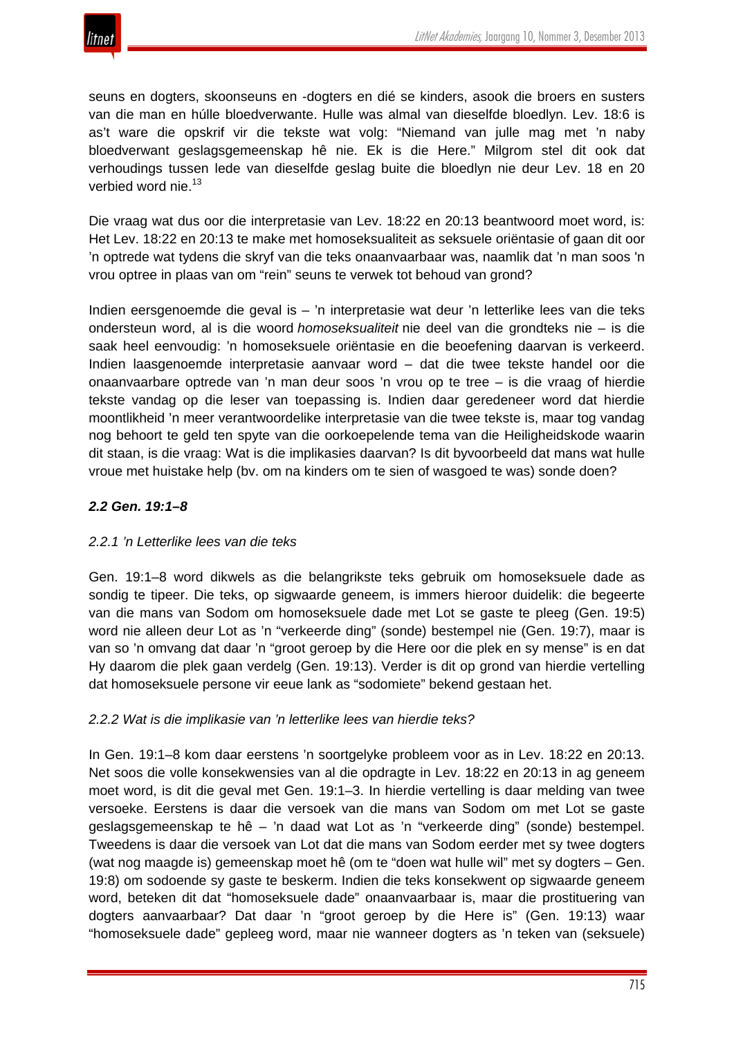seuns en dogters, skoonseuns en -dogters en dié se kinders, asook die broers en susters van die man en húlle bloedverwante. Hulle was almal van dieselfde bloedlyn. Lev. 18:6 is as't ware die opskrif vir die tekste wat volg: "Niemand van julle mag met 'n naby bloedverwant geslagsgemeenskap hê nie. Ek is die Here." Milgrom stel dit ook dat verhoudings tussen lede van dieselfde geslag buite die bloedlyn nie deur Lev. 18 en 20 verbied word nie.[13]

Die vraag wat dus oor die interpretasie van Lev. 18:22 en 20:13 beantwoord moet word, is: Het Lev. 18:22 en 20:13 te make met homoseksualiteit as seksuele oriëntasie of gaan dit oor 'n optrede wat tydens die skryf van die teks onaanvaarbaar was, naamlik dat 'n man soos 'n vrou optree in plaas van om "rein" seuns te verwek tot behoud van grond?

Indien eersgenoemde die geval is – 'n interpretasie wat deur 'n letterlike lees van die teks ondersteun word, al is die woord *homoseksualiteit* nie deel van die grondteks nie – is die saak heel eenvoudig: 'n homoseksuele oriëntasie en die beoefening daarvan is verkeerd. Indien laasgenoemde interpretasie aanvaar word – dat die twee tekste handel oor die onaanvaarbare optrede van 'n man deur soos 'n vrou op te tree – is die vraag of hierdie tekste vandag op die leser van toepassing is. Indien daar geredeneer word dat hierdie moontlikheid 'n meer verantwoordelike interpretasie van die twee tekste is, maar tog vandag nog behoort te geld ten spyte van die oorkoepelende tema van die Heiligheidskode waarin dit staan, is die vraag: Wat is die implikasies daarvan? Is dit byvoorbeeld dat mans wat hulle vroue met huistake help (bv. om na kinders om te sien of wasgoed te was) sonde doen?

### *2.2 Gen. 19:1–8*

#### *2.2.1 'n Letterlike lees van die teks*

Gen. 19:1–8 word dikwels as die belangrikste teks gebruik om homoseksuele dade as sondig te tipeer. Die teks, op sigwaarde geneem, is immers hieroor duidelik: die begeerte van die mans van Sodom om homoseksuele dade met Lot se gaste te pleeg (Gen. 19:5) word nie alleen deur Lot as 'n "verkeerde ding" (sonde) bestempel nie (Gen. 19:7), maar is van so 'n omvang dat daar 'n "groot geroep by die Here oor die plek en sy mense" is en dat Hy daarom die plek gaan verdelg (Gen. 19:13). Verder is dit op grond van hierdie vertelling dat homoseksuele persone vir eeue lank as "sodomiete" bekend gestaan het.

#### *2.2.2 Wat is die implikasie van 'n letterlike lees van hierdie teks?*

In Gen. 19:1–8 kom daar eerstens 'n soortgelyke probleem voor as in Lev. 18:22 en 20:13. Net soos die volle konsekwensies van al die opdragte in Lev. 18:22 en 20:13 in ag geneem moet word, is dit die geval met Gen. 19:1–3. In hierdie vertelling is daar melding van twee versoeke. Eerstens is daar die versoek van die mans van Sodom om met Lot se gaste geslagsgemeenskap te hê – 'n daad wat Lot as 'n "verkeerde ding" (sonde) bestempel. Tweedens is daar die versoek van Lot dat die mans van Sodom eerder met sy twee dogters (wat nog maagde is) gemeenskap moet hê (om te "doen wat hulle wil" met sy dogters – Gen. 19:8) om sodoende sy gaste te beskerm. Indien die teks konsekwent op sigwaarde geneem word, beteken dit dat "homoseksuele dade" onaanvaarbaar is, maar die prostituering van dogters aanvaarbaar? Dat daar 'n "groot geroep by die Here is" (Gen. 19:13) waar "homoseksuele dade" gepleeg word, maar nie wanneer dogters as 'n teken van (seksuele)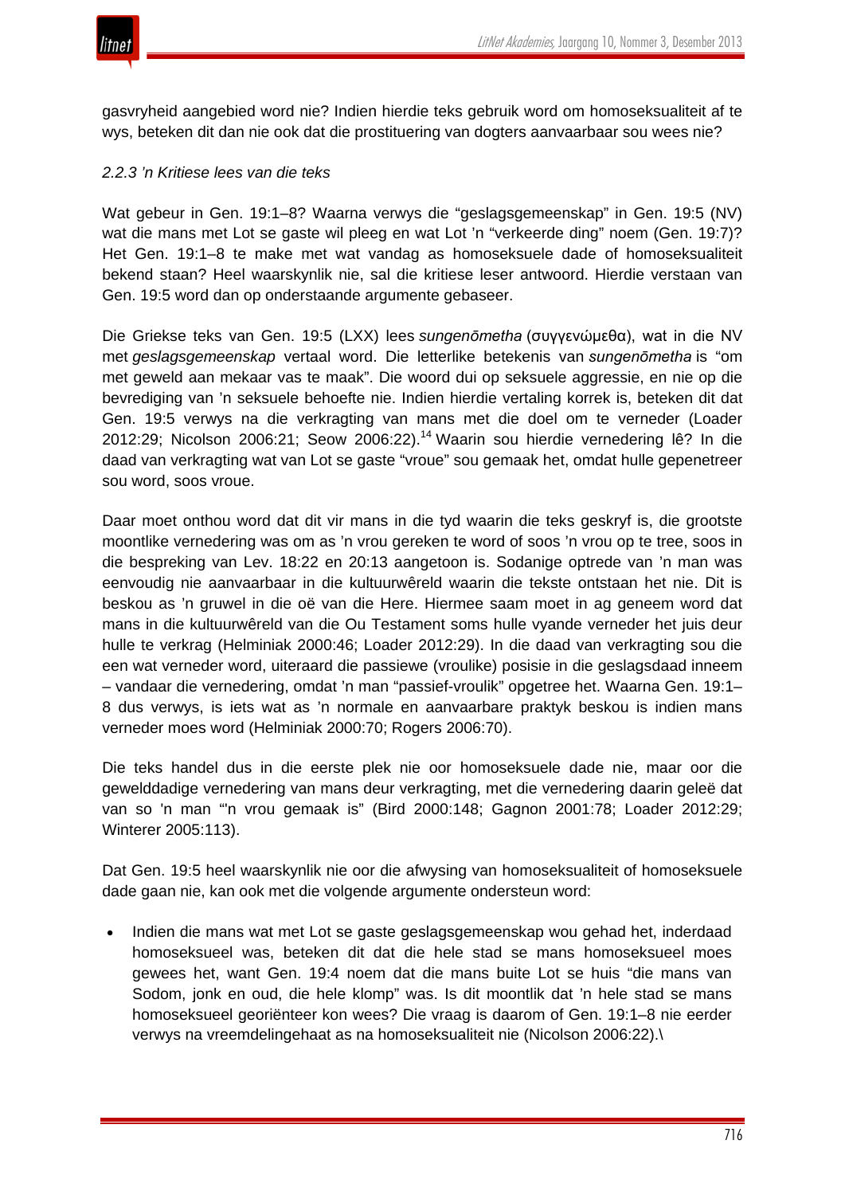gasvryheid aangebied word nie? Indien hierdie teks gebruik word om homoseksualiteit af te wys, beteken dit dan nie ook dat die prostituering van dogters aanvaarbaar sou wees nie?

*2.2.3 'n Kritiese lees van die teks*

Wat gebeur in Gen. 19:1–8? Waarna verwys die "geslagsgemeenskap" in Gen. 19:5 (NV) wat die mans met Lot se gaste wil pleeg en wat Lot 'n "verkeerde ding" noem (Gen. 19:7)? Het Gen. 19:1–8 te make met wat vandag as homoseksuele dade of homoseksualiteit bekend staan? Heel waarskynlik nie, sal die kritiese leser antwoord. Hierdie verstaan van Gen. 19:5 word dan op onderstaande argumente gebaseer.

Die Griekse teks van Gen. 19:5 (LXX) lees *sungenōmetha* (συγγενώμεθα), wat in die NV met *geslagsgemeenskap* vertaal word. Die letterlike betekenis van *sungenōmetha* is "om met geweld aan mekaar vas te maak". Die woord dui op seksuele aggressie, en nie op die bevrediging van 'n seksuele behoefte nie. Indien hierdie vertaling korrek is, beteken dit dat Gen. 19:5 verwys na die verkragting van mans met die doel om te verneder (Loader 2012:29; Nicolson 2006:21; Seow 2006:22).[14] Waarin sou hierdie vernedering lê? In die daad van verkragting wat van Lot se gaste "vroue" sou gemaak het, omdat hulle gepenetreer sou word, soos vroue.

Daar moet onthou word dat dit vir mans in die tyd waarin die teks geskryf is, die grootste moontlike vernedering was om as 'n vrou gereken te word of soos 'n vrou op te tree, soos in die bespreking van Lev. 18:22 en 20:13 aangetoon is. Sodanige optrede van 'n man was eenvoudig nie aanvaarbaar in die kultuurwêreld waarin die tekste ontstaan het nie. Dit is beskou as 'n gruwel in die oë van die Here. Hiermee saam moet in ag geneem word dat mans in die kultuurwêreld van die Ou Testament soms hulle vyande verneder het juis deur hulle te verkrag (Helminiak 2000:46; Loader 2012:29). In die daad van verkragting sou die een wat verneder word, uiteraard die passiewe (vroulike) posisie in die geslagsdaad inneem – vandaar die vernedering, omdat 'n man "passief-vroulik" opgetree het. Waarna Gen. 19:1–8 dus verwys, is iets wat as 'n normale en aanvaarbare praktyk beskou is indien mans verneder moes word (Helminiak 2000:70; Rogers 2006:70).

Die teks handel dus in die eerste plek nie oor homoseksuele dade nie, maar oor die gewelddadige vernedering van mans deur verkragting, met die vernedering daarin geleë dat van so 'n man "'n vrou gemaak is" (Bird 2000:148; Gagnon 2001:78; Loader 2012:29; Winterer 2005:113).

Dat Gen. 19:5 heel waarskynlik nie oor die afwysing van homoseksualiteit of homoseksuele dade gaan nie, kan ook met die volgende argumente ondersteun word:

- Indien die mans wat met Lot se gaste geslagsgemeenskap wou gehad het, inderdaad homoseksueel was, beteken dit dat die hele stad se mans homoseksueel moes gewees het, want Gen. 19:4 noem dat die mans buite Lot se huis "die mans van Sodom, jonk en oud, die hele klomp" was. Is dit moontlik dat 'n hele stad se mans homoseksueel georiënteer kon wees? Die vraag is daarom of Gen. 19:1–8 nie eerder verwys na vreemdelingehaat as na homoseksualiteit nie (Nicolson 2006:22).\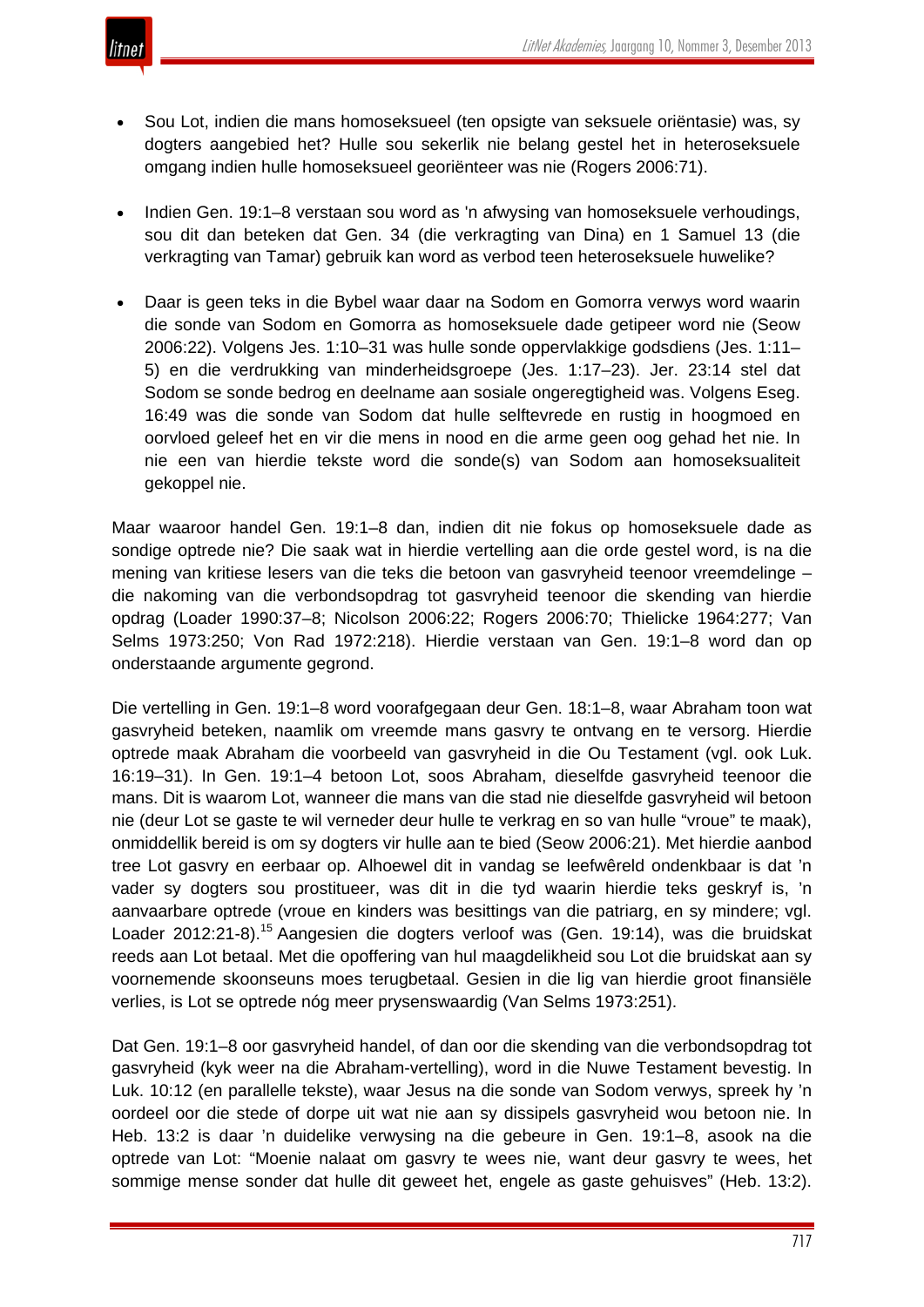- Sou Lot, indien die mans homoseksueel (ten opsigte van seksuele oriëntasie) was, sy dogters aangebied het? Hulle sou sekerlik nie belang gestel het in heteroseksuele omgang indien hulle homoseksueel georiënteer was nie (Rogers 2006:71).

- Indien Gen. 19:1–8 verstaan sou word as 'n afwysing van homoseksuele verhoudings, sou dit dan beteken dat Gen. 34 (die verkragting van Dina) en 1 Samuel 13 (die verkragting van Tamar) gebruik kan word as verbod teen heteroseksuele huwelike?

- Daar is geen teks in die Bybel waar daar na Sodom en Gomorra verwys word waarin die sonde van Sodom en Gomorra as homoseksuele dade getipeer word nie (Seow 2006:22). Volgens Jes. 1:10–31 was hulle sonde oppervlakkige godsdiens (Jes. 1:11–5) en die verdrukking van minderheidsgroepe (Jes. 1:17–23). Jer. 23:14 stel dat Sodom se sonde bedrog en deelname aan sosiale ongeregtigheid was. Volgens Eseg. 16:49 was die sonde van Sodom dat hulle selftevrede en rustig in hoogmoed en oorvloed geleef het en vir die mens in nood en die arme geen oog gehad het nie. In nie een van hierdie tekste word die sonde(s) van Sodom aan homoseksualiteit gekoppel nie.

Maar waaroor handel Gen. 19:1–8 dan, indien dit nie fokus op homoseksuele dade as sondige optrede nie? Die saak wat in hierdie vertelling aan die orde gestel word, is na die mening van kritiese lesers van die teks die betoon van gasvryheid teenoor vreemdelinge – die nakoming van die verbondsopdrag tot gasvryheid teenoor die skending van hierdie opdrag (Loader 1990:37–8; Nicolson 2006:22; Rogers 2006:70; Thielicke 1964:277; Van Selms 1973:250; Von Rad 1972:218). Hierdie verstaan van Gen. 19:1–8 word dan op onderstaande argumente gegrond.

Die vertelling in Gen. 19:1–8 word voorafgegaan deur Gen. 18:1–8, waar Abraham toon wat gasvryheid beteken, naamlik om vreemde mans gasvry te ontvang en te versorg. Hierdie optrede maak Abraham die voorbeeld van gasvryheid in die Ou Testament (vgl. ook Luk. 16:19–31). In Gen. 19:1–4 betoon Lot, soos Abraham, dieselfde gasvryheid teenoor die mans. Dit is waarom Lot, wanneer die mans van die stad nie dieselfde gasvryheid wil betoon nie (deur Lot se gaste te wil verneder deur hulle te verkrag en so van hulle "vroue" te maak), onmiddellik bereid is om sy dogters vir hulle aan te bied (Seow 2006:21). Met hierdie aanbod tree Lot gasvry en eerbaar op. Alhoewel dit in vandag se leefwêreld ondenkbaar is dat 'n vader sy dogters sou prostitueer, was dit in die tyd waarin hierdie teks geskryf is, 'n aanvaarbare optrede (vroue en kinders was besittings van die patriarg, en sy mindere; vgl. Loader 2012:21-8).[15] Aangesien die dogters verloof was (Gen. 19:14), was die bruidskat reeds aan Lot betaal. Met die opoffering van hul maagdelikheid sou Lot die bruidskat aan sy voornemende skoonseuns moes terugbetaal. Gesien in die lig van hierdie groot finansiële verlies, is Lot se optrede nóg meer prysenswaardig (Van Selms 1973:251).

Dat Gen. 19:1–8 oor gasvryheid handel, of dan oor die skending van die verbondsopdrag tot gasvryheid (kyk weer na die Abraham-vertelling), word in die Nuwe Testament bevestig. In Luk. 10:12 (en parallelle tekste), waar Jesus na die sonde van Sodom verwys, spreek hy 'n oordeel oor die stede of dorpe uit wat nie aan sy dissipels gasvryheid wou betoon nie. In Heb. 13:2 is daar 'n duidelike verwysing na die gebeure in Gen. 19:1–8, asook na die optrede van Lot: "Moenie nalaat om gasvry te wees nie, want deur gasvry te wees, het sommige mense sonder dat hulle dit geweet het, engele as gaste gehuisves" (Heb. 13:2).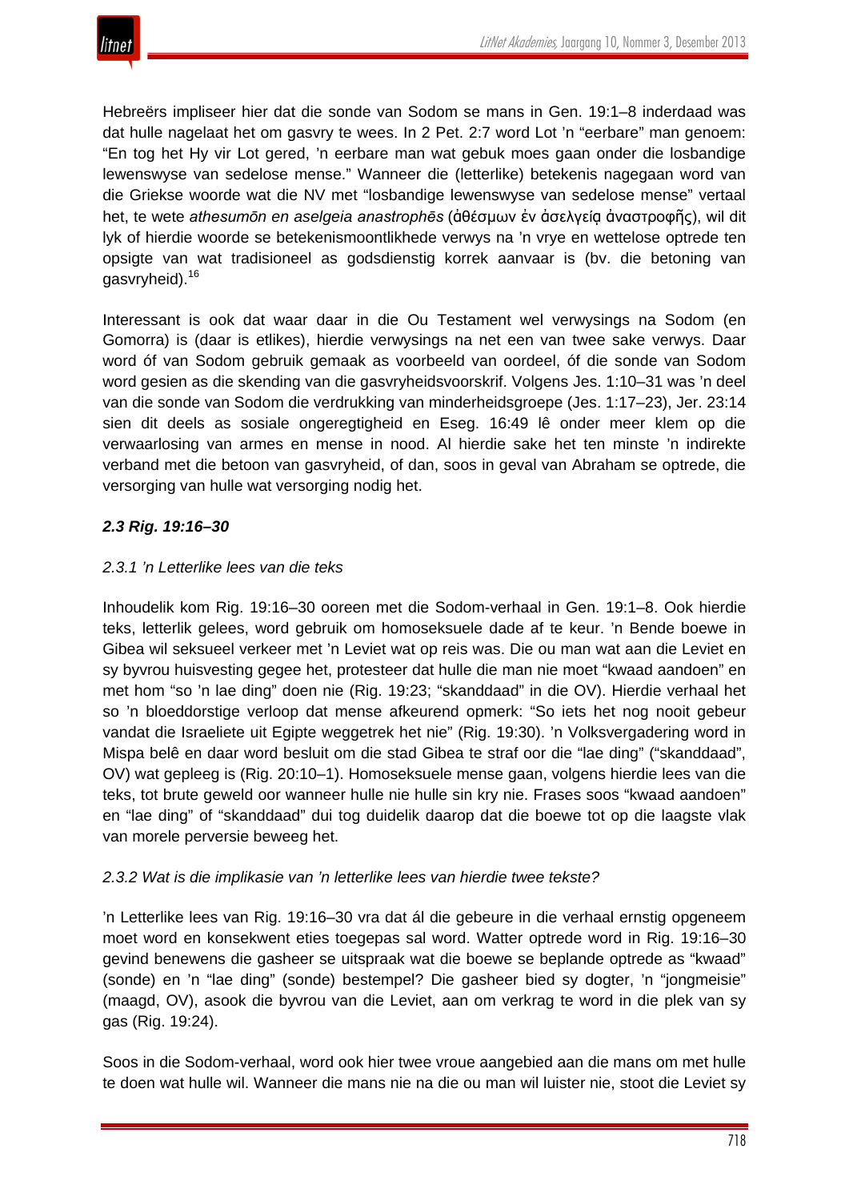Hebreërs impliseer hier dat die sonde van Sodom se mans in Gen. 19:1–8 inderdaad was dat hulle nagelaat het om gasvry te wees. In 2 Pet. 2:7 word Lot 'n "eerbare" man genoem: "En tog het Hy vir Lot gered, 'n eerbare man wat gebuk moes gaan onder die losbandige lewenswyse van sedelose mense." Wanneer die (letterlike) betekenis nagegaan word van die Griekse woorde wat die NV met "losbandige lewenswyse van sedelose mense" vertaal het, te wete *athesumōn en aselgeia anastrophēs* (ἀθέσμων ἐν ἀσελγείᾳ ἀναστροφῆς), wil dit lyk of hierdie woorde se betekenismoontlikhede verwys na 'n vrye en wettelose optrede ten opsigte van wat tradisioneel as godsdienstig korrek aanvaar is (bv. die betoning van gasvryheid).[16]

Interessant is ook dat waar daar in die Ou Testament wel verwysings na Sodom (en Gomorra) is (daar is etlikes), hierdie verwysings na net een van twee sake verwys. Daar word óf van Sodom gebruik gemaak as voorbeeld van oordeel, óf die sonde van Sodom word gesien as die skending van die gasvryheidsvoorskrif. Volgens Jes. 1:10–31 was 'n deel van die sonde van Sodom die verdrukking van minderheidsgroepe (Jes. 1:17–23), Jer. 23:14 sien dit deels as sosiale ongeregtigheid en Eseg. 16:49 lê onder meer klem op die verwaarlosing van armes en mense in nood. Al hierdie sake het ten minste 'n indirekte verband met die betoon van gasvryheid, of dan, soos in geval van Abraham se optrede, die versorging van hulle wat versorging nodig het.

### *2.3 Rig. 19:16–30*

#### *2.3.1 'n Letterlike lees van die teks*

Inhoudelik kom Rig. 19:16–30 ooreen met die Sodom-verhaal in Gen. 19:1–8. Ook hierdie teks, letterlik gelees, word gebruik om homoseksuele dade af te keur. 'n Bende boewe in Gibea wil seksueel verkeer met 'n Leviet wat op reis was. Die ou man wat aan die Leviet en sy byvrou huisvesting gegee het, protesteer dat hulle die man nie moet "kwaad aandoen" en met hom "so 'n lae ding" doen nie (Rig. 19:23; "skanddaad" in die OV). Hierdie verhaal het so 'n bloeddorstige verloop dat mense afkeurend opmerk: "So iets het nog nooit gebeur vandat die Israeliete uit Egipte weggetrek het nie" (Rig. 19:30). 'n Volksvergadering word in Mispa belê en daar word besluit om die stad Gibea te straf oor die "lae ding" ("skanddaad", OV) wat gepleeg is (Rig. 20:10–1). Homoseksuele mense gaan, volgens hierdie lees van die teks, tot brute geweld oor wanneer hulle nie hulle sin kry nie. Frases soos "kwaad aandoen" en "lae ding" of "skanddaad" dui tog duidelik daarop dat die boewe tot op die laagste vlak van morele perversie beweeg het.

#### *2.3.2 Wat is die implikasie van 'n letterlike lees van hierdie twee tekste?*

'n Letterlike lees van Rig. 19:16–30 vra dat ál die gebeure in die verhaal ernstig opgeneem moet word en konsekwent eties toegepas sal word. Watter optrede word in Rig. 19:16–30 gevind benewens die gasheer se uitspraak wat die boewe se beplande optrede as "kwaad" (sonde) en 'n "lae ding" (sonde) bestempel? Die gasheer bied sy dogter, 'n "jongmeisie" (maagd, OV), asook die byvrou van die Leviet, aan om verkrag te word in die plek van sy gas (Rig. 19:24).

Soos in die Sodom-verhaal, word ook hier twee vroue aangebied aan die mans om met hulle te doen wat hulle wil. Wanneer die mans nie na die ou man wil luister nie, stoot die Leviet sy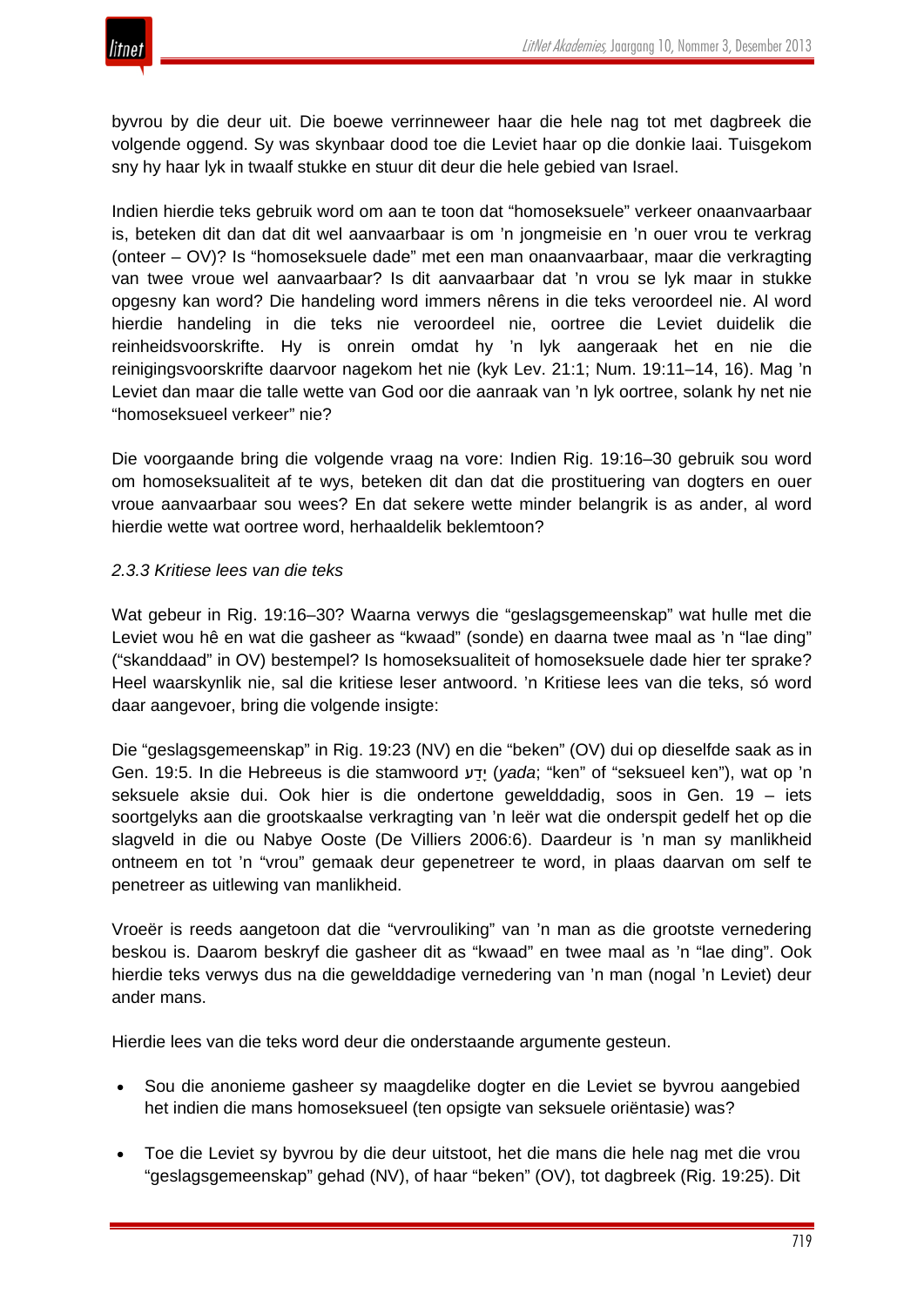byvrou by die deur uit. Die boewe verrinneweer haar die hele nag tot met dagbreek die volgende oggend. Sy was skynbaar dood toe die Leviet haar op die donkie laai. Tuisgekom sny hy haar lyk in twaalf stukke en stuur dit deur die hele gebied van Israel.

Indien hierdie teks gebruik word om aan te toon dat "homoseksuele" verkeer onaanvaarbaar is, beteken dit dan dat dit wel aanvaarbaar is om 'n jongmeisie en 'n ouer vrou te verkrag (onteer – OV)? Is "homoseksuele dade" met een man onaanvaarbaar, maar die verkragting van twee vroue wel aanvaarbaar? Is dit aanvaarbaar dat 'n vrou se lyk maar in stukke opgesny kan word? Die handeling word immers nêrens in die teks veroordeel nie. Al word hierdie handeling in die teks nie veroordeel nie, oortree die Leviet duidelik die reinheidsvoorskrifte. Hy is onrein omdat hy 'n lyk aangeraak het en nie die reinigingsvoorskrifte daarvoor nagekom het nie (kyk Lev. 21:1; Num. 19:11–14, 16). Mag 'n Leviet dan maar die talle wette van God oor die aanraak van 'n lyk oortree, solank hy net nie "homoseksueel verkeer" nie?

Die voorgaande bring die volgende vraag na vore: Indien Rig. 19:16–30 gebruik sou word om homoseksualiteit af te wys, beteken dit dan dat die prostituering van dogters en ouer vroue aanvaarbaar sou wees? En dat sekere wette minder belangrik is as ander, al word hierdie wette wat oortree word, herhaaldelik beklemtoon?

*2.3.3 Kritiese lees van die teks*

Wat gebeur in Rig. 19:16–30? Waarna verwys die "geslagsgemeenskap" wat hulle met die Leviet wou hê en wat die gasheer as "kwaad" (sonde) en daarna twee maal as 'n "lae ding" ("skanddaad" in OV) bestempel? Is homoseksualiteit of homoseksuele dade hier ter sprake? Heel waarskynlik nie, sal die kritiese leser antwoord. 'n Kritiese lees van die teks, só word daar aangevoer, bring die volgende insigte:

Die "geslagsgemeenskap" in Rig. 19:23 (NV) en die "beken" (OV) dui op dieselfde saak as in Gen. 19:5. In die Hebreeus is die stamwoord יָדַע (*yada*; "ken" of "seksueel ken"), wat op 'n seksuele aksie dui. Ook hier is die ondertone gewelddadig, soos in Gen. 19 – iets soortgelyks aan die grootskaalse verkragting van 'n leër wat die onderspit gedelf het op die slagveld in die ou Nabye Ooste (De Villiers 2006:6). Daardeur is 'n man sy manlikheid ontneem en tot 'n "vrou" gemaak deur gepenetreer te word, in plaas daarvan om self te penetreer as uitlewing van manlikheid.

Vroeër is reeds aangetoon dat die "vervrouliking" van 'n man as die grootste vernedering beskou is. Daarom beskryf die gasheer dit as "kwaad" en twee maal as 'n "lae ding". Ook hierdie teks verwys dus na die gewelddadige vernedering van 'n man (nogal 'n Leviet) deur ander mans.

Hierdie lees van die teks word deur die onderstaande argumente gesteun.

- Sou die anonieme gasheer sy maagdelike dogter en die Leviet se byvrou aangebied het indien die mans homoseksueel (ten opsigte van seksuele oriëntasie) was?
- Toe die Leviet sy byvrou by die deur uitstoot, het die mans die hele nag met die vrou "geslagsgemeenskap" gehad (NV), of haar "beken" (OV), tot dagbreek (Rig. 19:25). Dit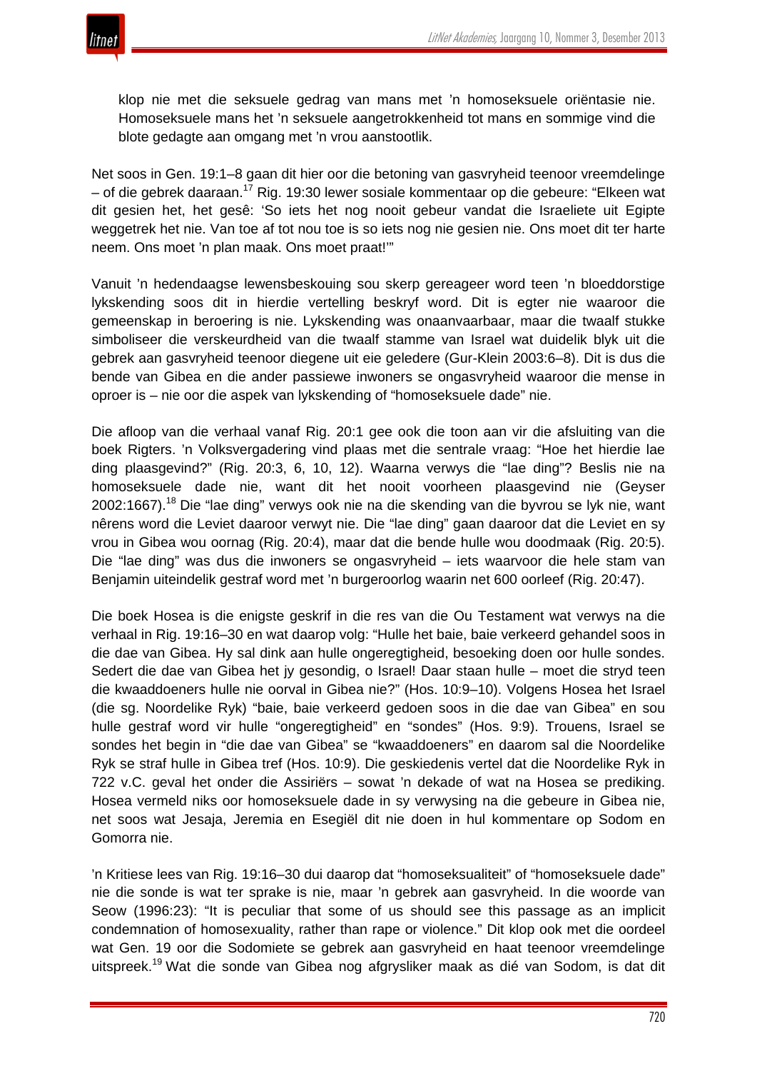klop nie met die seksuele gedrag van mans met 'n homoseksuele oriëntasie nie. Homoseksuele mans het 'n seksuele aangetrokkenheid tot mans en sommige vind die blote gedagte aan omgang met 'n vrou aanstootlik.

Net soos in Gen. 19:1–8 gaan dit hier oor die betoning van gasvryheid teenoor vreemdelinge – of die gebrek daaraan.[17] Rig. 19:30 lewer sosiale kommentaar op die gebeure: "Elkeen wat dit gesien het, het gesê: 'So iets het nog nooit gebeur vandat die Israeliete uit Egipte weggetrek het nie. Van toe af tot nou toe is so iets nog nie gesien nie. Ons moet dit ter harte neem. Ons moet 'n plan maak. Ons moet praat!'"

Vanuit 'n hedendaagse lewensbeskouing sou skerp gereageer word teen 'n bloeddorstige lykskending soos dit in hierdie vertelling beskryf word. Dit is egter nie waaroor die gemeenskap in beroering is nie. Lykskending was onaanvaarbaar, maar die twaalf stukke simboliseer die verskeurdheid van die twaalf stamme van Israel wat duidelik blyk uit die gebrek aan gasvryheid teenoor diegene uit eie geledere (Gur-Klein 2003:6–8). Dit is dus die bende van Gibea en die ander passiewe inwoners se ongasvryheid waaroor die mense in oproer is – nie oor die aspek van lykskending of "homoseksuele dade" nie.

Die afloop van die verhaal vanaf Rig. 20:1 gee ook die toon aan vir die afsluiting van die boek Rigters. 'n Volksvergadering vind plaas met die sentrale vraag: "Hoe het hierdie lae ding plaasgevind?" (Rig. 20:3, 6, 10, 12). Waarna verwys die "lae ding"? Beslis nie na homoseksuele dade nie, want dit het nooit voorheen plaasgevind nie (Geyser 2002:1667).[18] Die "lae ding" verwys ook nie na die skending van die byvrou se lyk nie, want nêrens word die Leviet daaroor verwyt nie. Die "lae ding" gaan daaroor dat die Leviet en sy vrou in Gibea wou oornag (Rig. 20:4), maar dat die bende hulle wou doodmaak (Rig. 20:5). Die "lae ding" was dus die inwoners se ongasvryheid – iets waarvoor die hele stam van Benjamin uiteindelik gestraf word met 'n burgeroorlog waarin net 600 oorleef (Rig. 20:47).

Die boek Hosea is die enigste geskrif in die res van die Ou Testament wat verwys na die verhaal in Rig. 19:16–30 en wat daarop volg: "Hulle het baie, baie verkeerd gehandel soos in die dae van Gibea. Hy sal dink aan hulle ongeregtigheid, besoeking doen oor hulle sondes. Sedert die dae van Gibea het jy gesondig, o Israel! Daar staan hulle – moet die stryd teen die kwaaddoeners hulle nie oorval in Gibea nie?" (Hos. 10:9–10). Volgens Hosea het Israel (die sg. Noordelike Ryk) "baie, baie verkeerd gedoen soos in die dae van Gibea" en sou hulle gestraf word vir hulle "ongeregtigheid" en "sondes" (Hos. 9:9). Trouens, Israel se sondes het begin in "die dae van Gibea" se "kwaaddoeners" en daarom sal die Noordelike Ryk se straf hulle in Gibea tref (Hos. 10:9). Die geskiedenis vertel dat die Noordelike Ryk in 722 v.C. geval het onder die Assiriërs – sowat 'n dekade of wat na Hosea se prediking. Hosea vermeld niks oor homoseksuele dade in sy verwysing na die gebeure in Gibea nie, net soos wat Jesaja, Jeremia en Esegiël dit nie doen in hul kommentare op Sodom en Gomorra nie.

'n Kritiese lees van Rig. 19:16–30 dui daarop dat "homoseksualiteit" of "homoseksuele dade" nie die sonde is wat ter sprake is nie, maar 'n gebrek aan gasvryheid. In die woorde van Seow (1996:23): "It is peculiar that some of us should see this passage as an implicit condemnation of homosexuality, rather than rape or violence." Dit klop ook met die oordeel wat Gen. 19 oor die Sodomiete se gebrek aan gasvryheid en haat teenoor vreemdelinge uitspreek.[19] Wat die sonde van Gibea nog afgrysliker maak as dié van Sodom, is dat dit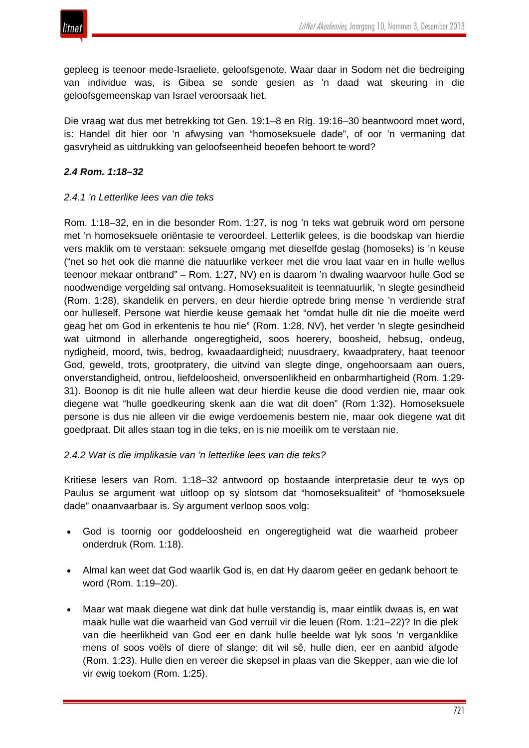gepleeg is teenoor mede-Israeliete, geloofsgenote. Waar daar in Sodom net die bedreiging van individue was, is Gibea se sonde gesien as 'n daad wat skeuring in die geloofsgemeenskap van Israel veroorsaak het.

Die vraag wat dus met betrekking tot Gen. 19:1–8 en Rig. 19:16–30 beantwoord moet word, is: Handel dit hier oor 'n afwysing van "homoseksuele dade", of oor 'n vermaning dat gasvryheid as uitdrukking van geloofseenheid beoefen behoort te word?

#### *2.4 Rom. 1:18–32*

##### *2.4.1 'n Letterlike lees van die teks*

Rom. 1:18–32, en in die besonder Rom. 1:27, is nog 'n teks wat gebruik word om persone met 'n homoseksuele oriëntasie te veroordeel. Letterlik gelees, is die boodskap van hierdie vers maklik om te verstaan: seksuele omgang met dieselfde geslag (homoseks) is 'n keuse ("net so het ook die manne die natuurlike verkeer met die vrou laat vaar en in hulle wellus teenoor mekaar ontbrand" – Rom. 1:27, NV) en is daarom 'n dwaling waarvoor hulle God se noodwendige vergelding sal ontvang. Homoseksualiteit is teennatuurlik, 'n slegte gesindheid (Rom. 1:28), skandelik en pervers, en deur hierdie optrede bring mense 'n verdiende straf oor hulleself. Persone wat hierdie keuse gemaak het "omdat hulle dit nie die moeite werd geag het om God in erkentenis te hou nie" (Rom. 1:28, NV), het verder 'n slegte gesindheid wat uitmond in allerhande ongeregtigheid, soos hoerery, boosheid, hebsug, ondeug, nydigheid, moord, twis, bedrog, kwaadaardigheid; nuusdraery, kwaadpratery, haat teenoor God, geweld, trots, grootpratery, die uitvind van slegte dinge, ongehoorsaam aan ouers, onverstandigheid, ontrou, liefdeloosheid, onversoenlikheid en onbarmhartigheid (Rom. 1:29-31). Boonop is dit nie hulle alleen wat deur hierdie keuse die dood verdien nie, maar ook diegene wat "hulle goedkeuring skenk aan die wat dit doen" (Rom 1:32). Homoseksuele persone is dus nie alleen vir die ewige verdoemenis bestem nie, maar ook diegene wat dit goedpraat. Dit alles staan tog in die teks, en is nie moeilik om te verstaan nie.

##### *2.4.2 Wat is die implikasie van 'n letterlike lees van die teks?*

Kritiese lesers van Rom. 1:18–32 antwoord op bostaande interpretasie deur te wys op Paulus se argument wat uitloop op sy slotsom dat "homoseksualiteit" of "homoseksuele dade" onaanvaarbaar is. Sy argument verloop soos volg:

- God is toornig oor goddeloosheid en ongeregtigheid wat die waarheid probeer onderdruk (Rom. 1:18).
- Almal kan weet dat God waarlik God is, en dat Hy daarom geëer en gedank behoort te word (Rom. 1:19–20).
- Maar wat maak diegene wat dink dat hulle verstandig is, maar eintlik dwaas is, en wat maak hulle wat die waarheid van God verruil vir die leuen (Rom. 1:21–22)? In die plek van die heerlikheid van God eer en dank hulle beelde wat lyk soos 'n verganklike mens of soos voëls of diere of slange; dit wil sê, hulle dien, eer en aanbid afgode (Rom. 1:23). Hulle dien en vereer die skepsel in plaas van die Skepper, aan wie die lof vir ewig toekom (Rom. 1:25).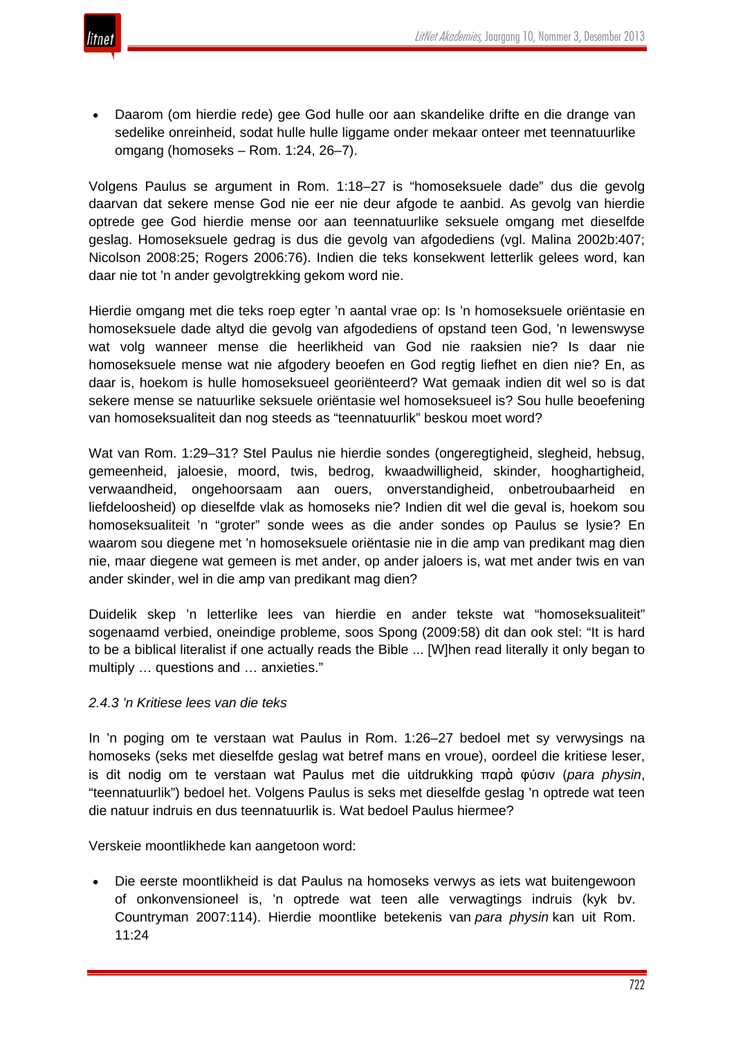- Daarom (om hierdie rede) gee God hulle oor aan skandelike drifte en die drange van sedelike onreinheid, sodat hulle hulle liggame onder mekaar onteer met teennatuurlike omgang (homoseks – Rom. 1:24, 26–7).

Volgens Paulus se argument in Rom. 1:18–27 is "homoseksuele dade" dus die gevolg daarvan dat sekere mense God nie eer nie deur afgode te aanbid. As gevolg van hierdie optrede gee God hierdie mense oor aan teennatuurlike seksuele omgang met dieselfde geslag. Homoseksuele gedrag is dus die gevolg van afgodediens (vgl. Malina 2002b:407; Nicolson 2008:25; Rogers 2006:76). Indien die teks konsekwent letterlik gelees word, kan daar nie tot 'n ander gevolgtrekking gekom word nie.

Hierdie omgang met die teks roep egter 'n aantal vrae op: Is 'n homoseksuele oriëntasie en homoseksuele dade altyd die gevolg van afgodediens of opstand teen God, 'n lewenswyse wat volg wanneer mense die heerlikheid van God nie raaksien nie? Is daar nie homoseksuele mense wat nie afgodery beoefen en God regtig liefhet en dien nie? En, as daar is, hoekom is hulle homoseksueel georiënteerd? Wat gemaak indien dit wel so is dat sekere mense se natuurlike seksuele oriëntasie wel homoseksueel is? Sou hulle beoefening van homoseksualiteit dan nog steeds as "teennatuurlik" beskou moet word?

Wat van Rom. 1:29–31? Stel Paulus nie hierdie sondes (ongeregtigheid, slegheid, hebsug, gemeenheid, jaloesie, moord, twis, bedrog, kwaadwilligheid, skinder, hooghartigheid, verwaandheid, ongehoorsaam aan ouers, onverstandigheid, onbetroubaarheid en liefdeloosheid) op dieselfde vlak as homoseks nie? Indien dit wel die geval is, hoekom sou homoseksualiteit 'n "groter" sonde wees as die ander sondes op Paulus se lysie? En waarom sou diegene met 'n homoseksuele oriëntasie nie in die amp van predikant mag dien nie, maar diegene wat gemeen is met ander, op ander jaloers is, wat met ander twis en van ander skinder, wel in die amp van predikant mag dien?

Duidelik skep 'n letterlike lees van hierdie en ander tekste wat "homoseksualiteit" sogenaamd verbied, oneindige probleme, soos Spong (2009:58) dit dan ook stel: "It is hard to be a biblical literalist if one actually reads the Bible ... [W]hen read literally it only began to multiply … questions and … anxieties."

*2.4.3 'n Kritiese lees van die teks*

In 'n poging om te verstaan wat Paulus in Rom. 1:26–27 bedoel met sy verwysings na homoseks (seks met dieselfde geslag wat betref mans en vroue), oordeel die kritiese leser, is dit nodig om te verstaan wat Paulus met die uitdrukking παρὰ φύσιν (*para physin*, "teennatuurlik") bedoel het. Volgens Paulus is seks met dieselfde geslag 'n optrede wat teen die natuur indruis en dus teennatuurlik is. Wat bedoel Paulus hiermee?

Verskeie moontlikhede kan aangetoon word:

- Die eerste moontlikheid is dat Paulus na homoseks verwys as iets wat buitengewoon of onkonvensioneel is, 'n optrede wat teen alle verwagtings indruis (kyk bv. Countryman 2007:114). Hierdie moontlike betekenis van *para physin* kan uit Rom. 11:24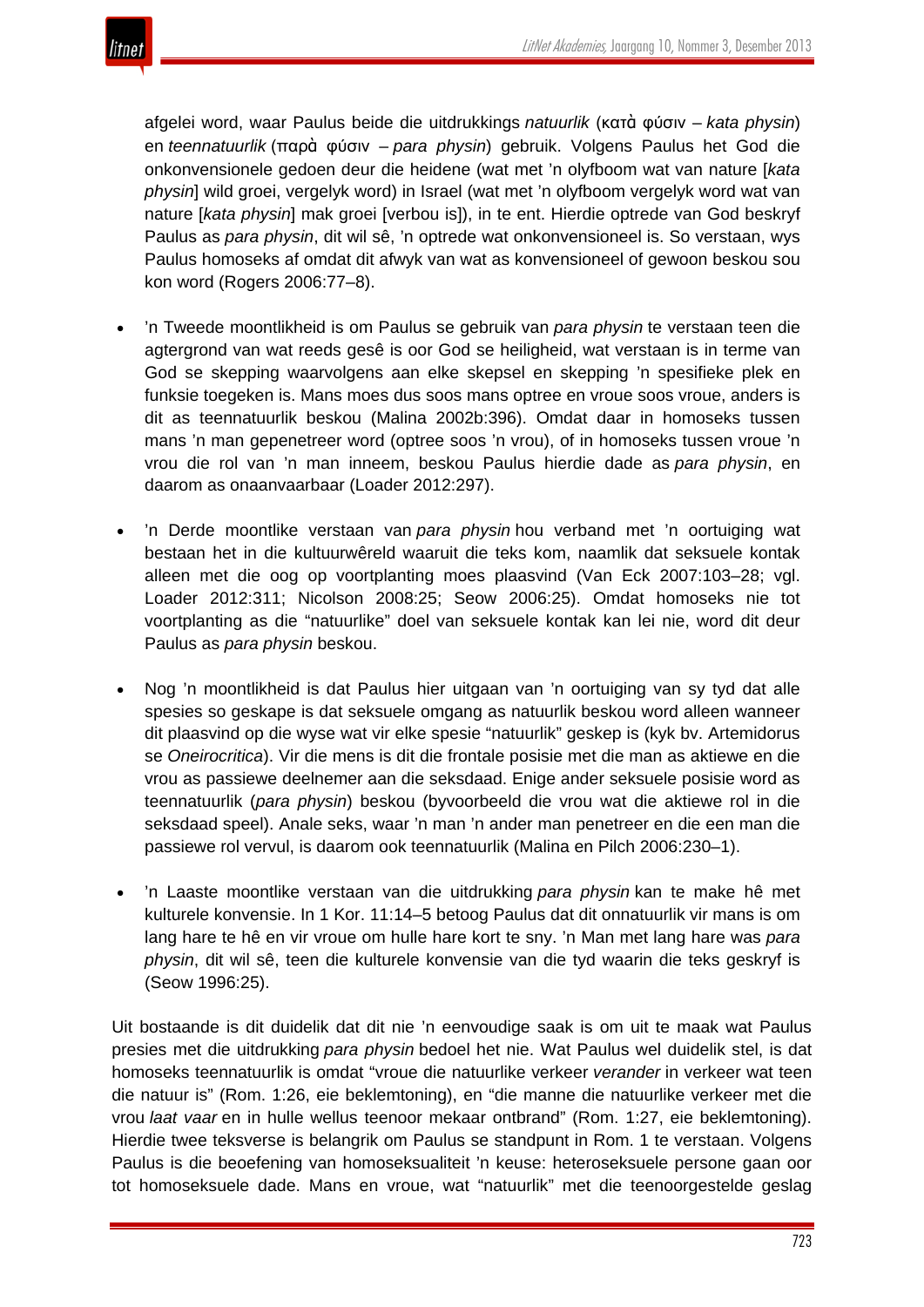afgelei word, waar Paulus beide die uitdrukkings *natuurlik* (κατὰ φύσιν – *kata physin*) en *teennatuurlik* (παρὰ φύσιν – *para physin*) gebruik. Volgens Paulus het God die onkonvensionele gedoen deur die heidene (wat met 'n olyfboom wat van nature [*kata physin*] wild groei, vergelyk word) in Israel (wat met 'n olyfboom vergelyk word wat van nature [*kata physin*] mak groei [verbou is]), in te ent. Hierdie optrede van God beskryf Paulus as *para physin*, dit wil sê, 'n optrede wat onkonvensioneel is. So verstaan, wys Paulus homoseks af omdat dit afwyk van wat as konvensioneel of gewoon beskou sou kon word (Rogers 2006:77–8).

- 'n Tweede moontlikheid is om Paulus se gebruik van *para physin* te verstaan teen die agtergrond van wat reeds gesê is oor God se heiligheid, wat verstaan is in terme van God se skepping waarvolgens aan elke skepsel en skepping 'n spesifieke plek en funksie toegeken is. Mans moes dus soos mans optree en vroue soos vroue, anders is dit as teennatuurlik beskou (Malina 2002b:396). Omdat daar in homoseks tussen mans 'n man gepenetreer word (optree soos 'n vrou), of in homoseks tussen vroue 'n vrou die rol van 'n man inneem, beskou Paulus hierdie dade as *para physin*, en daarom as onaanvaarbaar (Loader 2012:297).

- 'n Derde moontlike verstaan van *para physin* hou verband met 'n oortuiging wat bestaan het in die kultuurwêreld waaruit die teks kom, naamlik dat seksuele kontak alleen met die oog op voortplanting moes plaasvind (Van Eck 2007:103–28; vgl. Loader 2012:311; Nicolson 2008:25; Seow 2006:25). Omdat homoseks nie tot voortplanting as die "natuurlike" doel van seksuele kontak kan lei nie, word dit deur Paulus as *para physin* beskou.

- Nog 'n moontlikheid is dat Paulus hier uitgaan van 'n oortuiging van sy tyd dat alle spesies so geskape is dat seksuele omgang as natuurlik beskou word alleen wanneer dit plaasvind op die wyse wat vir elke spesie "natuurlik" geskep is (kyk bv. Artemidorus se *Oneirocritica*). Vir die mens is dit die frontale posisie met die man as aktiewe en die vrou as passiewe deelnemer aan die seksdaad. Enige ander seksuele posisie word as teennatuurlik (*para physin*) beskou (byvoorbeeld die vrou wat die aktiewe rol in die seksdaad speel). Anale seks, waar 'n man 'n ander man penetreer en die een man die passiewe rol vervul, is daarom ook teennatuurlik (Malina en Pilch 2006:230–1).

- 'n Laaste moontlike verstaan van die uitdrukking *para physin* kan te make hê met kulturele konvensie. In 1 Kor. 11:14–5 betoog Paulus dat dit onnatuurlik vir mans is om lang hare te hê en vir vroue om hulle hare kort te sny. 'n Man met lang hare was *para physin*, dit wil sê, teen die kulturele konvensie van die tyd waarin die teks geskryf is (Seow 1996:25).

Uit bostaande is dit duidelik dat dit nie 'n eenvoudige saak is om uit te maak wat Paulus presies met die uitdrukking *para physin* bedoel het nie. Wat Paulus wel duidelik stel, is dat homoseks teennatuurlik is omdat "vroue die natuurlike verkeer *verander* in verkeer wat teen die natuur is" (Rom. 1:26, eie beklemtoning), en "die manne die natuurlike verkeer met die vrou *laat vaar* en in hulle wellus teenoor mekaar ontbrand" (Rom. 1:27, eie beklemtoning). Hierdie twee teksverse is belangrik om Paulus se standpunt in Rom. 1 te verstaan. Volgens Paulus is die beoefening van homoseksualiteit 'n keuse: heteroseksuele persone gaan oor tot homoseksuele dade. Mans en vroue, wat "natuurlik" met die teenoorgestelde geslag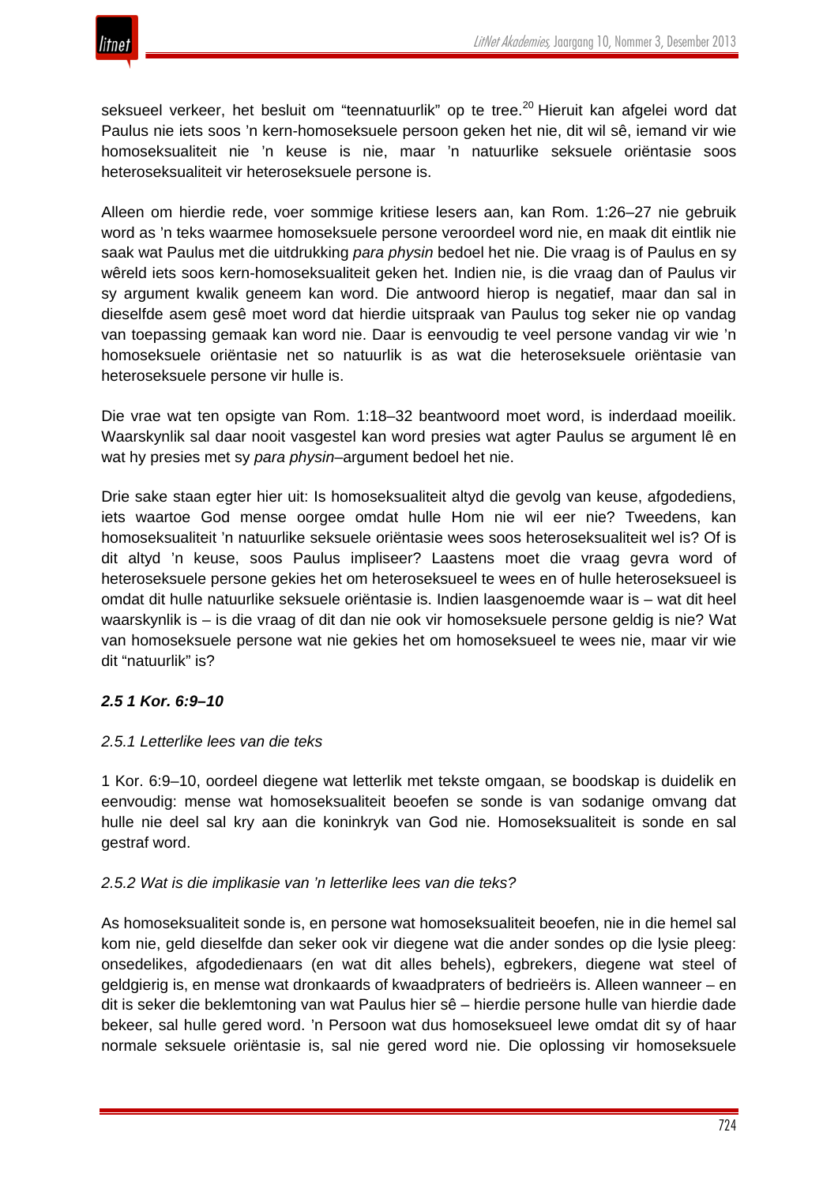seksueel verkeer, het besluit om "teennatuurlik" op te tree.[20] Hieruit kan afgelei word dat Paulus nie iets soos 'n kern-homoseksuele persoon geken het nie, dit wil sê, iemand vir wie homoseksualiteit nie 'n keuse is nie, maar 'n natuurlike seksuele oriëntasie soos heteroseksualiteit vir heteroseksuele persone is.

Alleen om hierdie rede, voer sommige kritiese lesers aan, kan Rom. 1:26–27 nie gebruik word as 'n teks waarmee homoseksuele persone veroordeel word nie, en maak dit eintlik nie saak wat Paulus met die uitdrukking *para physin* bedoel het nie. Die vraag is of Paulus en sy wêreld iets soos kern-homoseksualiteit geken het. Indien nie, is die vraag dan of Paulus vir sy argument kwalik geneem kan word. Die antwoord hierop is negatief, maar dan sal in dieselfde asem gesê moet word dat hierdie uitspraak van Paulus tog seker nie op vandag van toepassing gemaak kan word nie. Daar is eenvoudig te veel persone vandag vir wie 'n homoseksuele oriëntasie net so natuurlik is as wat die heteroseksuele oriëntasie van heteroseksuele persone vir hulle is.

Die vrae wat ten opsigte van Rom. 1:18–32 beantwoord moet word, is inderdaad moeilik. Waarskynlik sal daar nooit vasgestel kan word presies wat agter Paulus se argument lê en wat hy presies met sy *para physin*–argument bedoel het nie.

Drie sake staan egter hier uit: Is homoseksualiteit altyd die gevolg van keuse, afgodediens, iets waartoe God mense oorgee omdat hulle Hom nie wil eer nie? Tweedens, kan homoseksualiteit 'n natuurlike seksuele oriëntasie wees soos heteroseksualiteit wel is? Of is dit altyd 'n keuse, soos Paulus impliseer? Laastens moet die vraag gevra word of heteroseksuele persone gekies het om heteroseksueel te wees en of hulle heteroseksueel is omdat dit hulle natuurlike seksuele oriëntasie is. Indien laasgenoemde waar is – wat dit heel waarskynlik is – is die vraag of dit dan nie ook vir homoseksuele persone geldig is nie? Wat van homoseksuele persone wat nie gekies het om homoseksueel te wees nie, maar vir wie dit "natuurlik" is?

### *2.5 1 Kor. 6:9–10*

#### *2.5.1 Letterlike lees van die teks*

1 Kor. 6:9–10, oordeel diegene wat letterlik met tekste omgaan, se boodskap is duidelik en eenvoudig: mense wat homoseksualiteit beoefen se sonde is van sodanige omvang dat hulle nie deel sal kry aan die koninkryk van God nie. Homoseksualiteit is sonde en sal gestraf word.

#### *2.5.2 Wat is die implikasie van 'n letterlike lees van die teks?*

As homoseksualiteit sonde is, en persone wat homoseksualiteit beoefen, nie in die hemel sal kom nie, geld dieselfde dan seker ook vir diegene wat die ander sondes op die lysie pleeg: onsedelikes, afgodedienaars (en wat dit alles behels), egbrekers, diegene wat steel of geldgierig is, en mense wat dronkaards of kwaadpraters of bedrieërs is. Alleen wanneer – en dit is seker die beklemtoning van wat Paulus hier sê – hierdie persone hulle van hierdie dade bekeer, sal hulle gered word. 'n Persoon wat dus homoseksueel lewe omdat dit sy of haar normale seksuele oriëntasie is, sal nie gered word nie. Die oplossing vir homoseksuele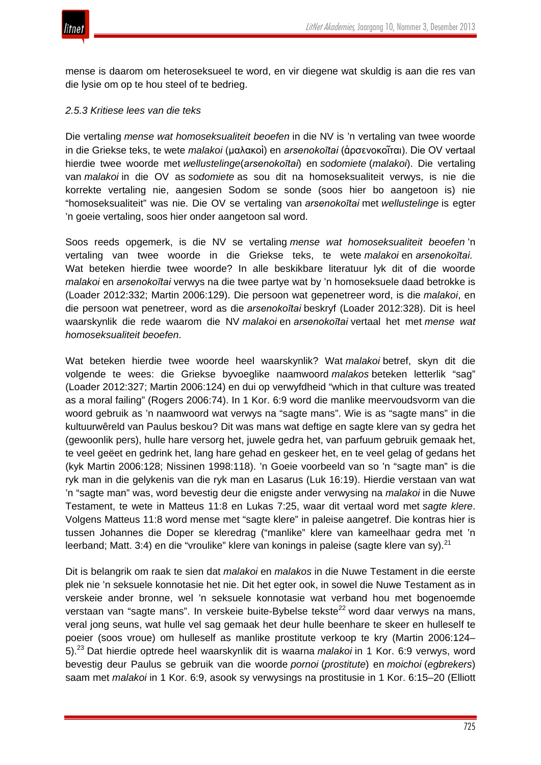mense is daarom om heteroseksueel te word, en vir diegene wat skuldig is aan die res van die lysie om op te hou steel of te bedrieg.

### *2.5.3 Kritiese lees van die teks*

Die vertaling *mense wat homoseksualiteit beoefen* in die NV is 'n vertaling van twee woorde in die Griekse teks, te wete *malakoi* (μαλακοὶ) en *arsenokoītai* (ἀρσενοκοῖται). Die OV vertaal hierdie twee woorde met *wellustelinge*(*arsenokoītai*) en *sodomiete* (*malakoi*). Die vertaling van *malakoi* in die OV as *sodomiete* as sou dit na homoseksualiteit verwys, is nie die korrekte vertaling nie, aangesien Sodom se sonde (soos hier bo aangetoon is) nie "homoseksualiteit" was nie. Die OV se vertaling van *arsenokoītai* met *wellustelinge* is egter 'n goeie vertaling, soos hier onder aangetoon sal word.

Soos reeds opgemerk, is die NV se vertaling *mense wat homoseksualiteit beoefen* 'n vertaling van twee woorde in die Griekse teks, te wete *malakoi* en *arsenokoītai*. Wat beteken hierdie twee woorde? In alle beskikbare literatuur lyk dit of die woorde *malakoi* en *arsenokoītai* verwys na die twee partye wat by 'n homoseksuele daad betrokke is (Loader 2012:332; Martin 2006:129). Die persoon wat gepenetreer word, is die *malakoi*, en die persoon wat penetreer, word as die *arsenokoītai* beskryf (Loader 2012:328). Dit is heel waarskynlik die rede waarom die NV *malakoi* en *arsenokoītai* vertaal het met *mense wat homoseksualiteit beoefen*.

Wat beteken hierdie twee woorde heel waarskynlik? Wat *malakoi* betref, skyn dit die volgende te wees: die Griekse byvoeglike naamwoord *malakos* beteken letterlik "sag" (Loader 2012:327; Martin 2006:124) en dui op verwyfdheid "which in that culture was treated as a moral failing" (Rogers 2006:74). In 1 Kor. 6:9 word die manlike meervoudsvorm van die woord gebruik as 'n naamwoord wat verwys na "sagte mans". Wie is as "sagte mans" in die kultuurwêreld van Paulus beskou? Dit was mans wat deftige en sagte klere van sy gedra het (gewoonlik pers), hulle hare versorg het, juwele gedra het, van parfuum gebruik gemaak het, te veel geëet en gedrink het, lang hare gehad en geskeer het, en te veel gelag of gedans het (kyk Martin 2006:128; Nissinen 1998:118). 'n Goeie voorbeeld van so 'n "sagte man" is die ryk man in die gelykenis van die ryk man en Lasarus (Luk 16:19). Hierdie verstaan van wat 'n "sagte man" was, word bevestig deur die enigste ander verwysing na *malakoi* in die Nuwe Testament, te wete in Matteus 11:8 en Lukas 7:25, waar dit vertaal word met *sagte klere*. Volgens Matteus 11:8 word mense met "sagte klere" in paleise aangetref. Die kontras hier is tussen Johannes die Doper se kleredrag ("manlike" klere van kameelhaar gedra met 'n leerband; Matt. 3:4) en die "vroulike" klere van konings in paleise (sagte klere van sy).[21]

Dit is belangrik om raak te sien dat *malakoi* en *malakos* in die Nuwe Testament in die eerste plek nie 'n seksuele konnotasie het nie. Dit het egter ook, in sowel die Nuwe Testament as in verskeie ander bronne, wel 'n seksuele konnotasie wat verband hou met bogenoemde verstaan van "sagte mans". In verskeie buite-Bybelse tekste[22] word daar verwys na mans, veral jong seuns, wat hulle vel sag gemaak het deur hulle beenhare te skeer en hulleself te poeier (soos vroue) om hulleself as manlike prostitute verkoop te kry (Martin 2006:124–5).[23] Dat hierdie optrede heel waarskynlik dit is waarna *malakoi* in 1 Kor. 6:9 verwys, word bevestig deur Paulus se gebruik van die woorde *pornoi* (*prostitute*) en *moichoi* (*egbrekers*) saam met *malakoi* in 1 Kor. 6:9, asook sy verwysings na prostitusie in 1 Kor. 6:15–20 (Elliott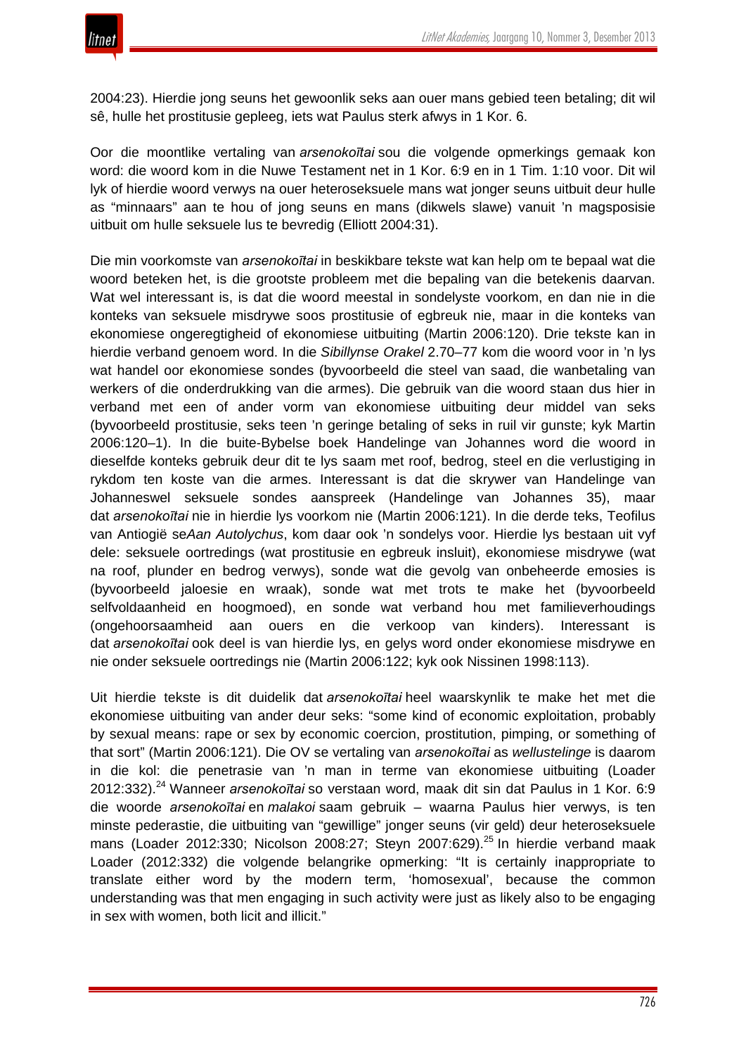2004:23). Hierdie jong seuns het gewoonlik seks aan ouer mans gebied teen betaling; dit wil sê, hulle het prostitusie gepleeg, iets wat Paulus sterk afwys in 1 Kor. 6.

Oor die moontlike vertaling van *arsenokoītai* sou die volgende opmerkings gemaak kon word: die woord kom in die Nuwe Testament net in 1 Kor. 6:9 en in 1 Tim. 1:10 voor. Dit wil lyk of hierdie woord verwys na ouer heteroseksuele mans wat jonger seuns uitbuit deur hulle as "minnaars" aan te hou of jong seuns en mans (dikwels slawe) vanuit 'n magsposisie uitbuit om hulle seksuele lus te bevredig (Elliott 2004:31).

Die min voorkomste van *arsenokoītai* in beskikbare tekste wat kan help om te bepaal wat die woord beteken het, is die grootste probleem met die bepaling van die betekenis daarvan. Wat wel interessant is, is dat die woord meestal in sondelyste voorkom, en dan nie in die konteks van seksuele misdrywe soos prostitusie of egbreuk nie, maar in die konteks van ekonomiese ongeregtigheid of ekonomiese uitbuiting (Martin 2006:120). Drie tekste kan in hierdie verband genoem word. In die *Sibillynse Orakel* 2.70–77 kom die woord voor in 'n lys wat handel oor ekonomiese sondes (byvoorbeeld die steel van saad, die wanbetaling van werkers of die onderdrukking van die armes). Die gebruik van die woord staan dus hier in verband met een of ander vorm van ekonomiese uitbuiting deur middel van seks (byvoorbeeld prostitusie, seks teen 'n geringe betaling of seks in ruil vir gunste; kyk Martin 2006:120–1). In die buite-Bybelse boek Handelinge van Johannes word die woord in dieselfde konteks gebruik deur dit te lys saam met roof, bedrog, steel en die verlustiging in rykdom ten koste van die armes. Interessant is dat die skrywer van Handelinge van Johanneswel seksuele sondes aanspreek (Handelinge van Johannes 35), maar dat *arsenokoītai* nie in hierdie lys voorkom nie (Martin 2006:121). In die derde teks, Teofilus van Antiogië se*Aan Autolychus*, kom daar ook 'n sondelys voor. Hierdie lys bestaan uit vyf dele: seksuele oortredings (wat prostitusie en egbreuk insluit), ekonomiese misdrywe (wat na roof, plunder en bedrog verwys), sonde wat die gevolg van onbeheerde emosies is (byvoorbeeld jaloesie en wraak), sonde wat met trots te make het (byvoorbeeld selfvoldaanheid en hoogmoed), en sonde wat verband hou met familieverhoudings (ongehoorsaamheid aan ouers en die verkoop van kinders). Interessant is dat *arsenokoītai* ook deel is van hierdie lys, en gelys word onder ekonomiese misdrywe en nie onder seksuele oortredings nie (Martin 2006:122; kyk ook Nissinen 1998:113).

Uit hierdie tekste is dit duidelik dat *arsenokoītai* heel waarskynlik te make het met die ekonomiese uitbuiting van ander deur seks: "some kind of economic exploitation, probably by sexual means: rape or sex by economic coercion, prostitution, pimping, or something of that sort" (Martin 2006:121). Die OV se vertaling van *arsenokoītai* as *wellustelinge* is daarom in die kol: die penetrasie van 'n man in terme van ekonomiese uitbuiting (Loader 2012:332).[24] Wanneer *arsenokoītai* so verstaan word, maak dit sin dat Paulus in 1 Kor. 6:9 die woorde *arsenokoītai* en *malakoi* saam gebruik – waarna Paulus hier verwys, is ten minste pederastie, die uitbuiting van "gewillige" jonger seuns (vir geld) deur heteroseksuele mans (Loader 2012:330; Nicolson 2008:27; Steyn 2007:629).[25] In hierdie verband maak Loader (2012:332) die volgende belangrike opmerking: "It is certainly inappropriate to translate either word by the modern term, 'homosexual', because the common understanding was that men engaging in such activity were just as likely also to be engaging in sex with women, both licit and illicit."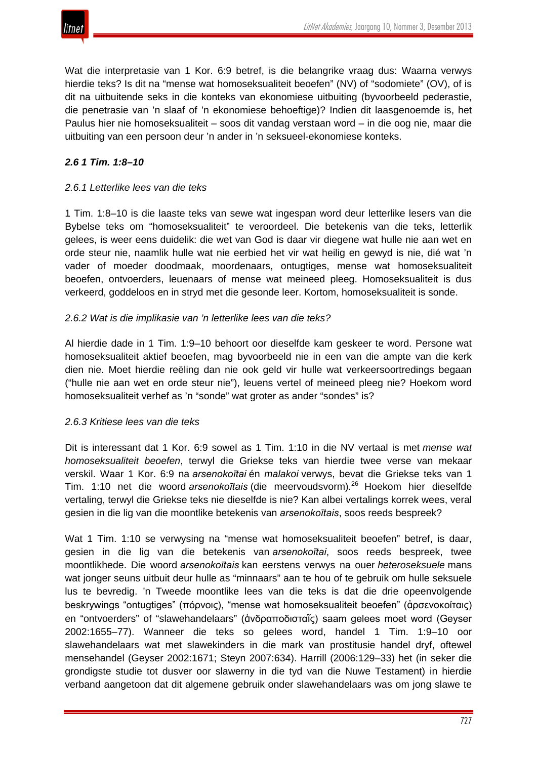Wat die interpretasie van 1 Kor. 6:9 betref, is die belangrike vraag dus: Waarna verwys hierdie teks? Is dit na "mense wat homoseksualiteit beoefen" (NV) of "sodomiete" (OV), of is dit na uitbuitende seks in die konteks van ekonomiese uitbuiting (byvoorbeeld pederastie, die penetrasie van 'n slaaf of 'n ekonomiese behoeftige)? Indien dit laasgenoemde is, het Paulus hier nie homoseksualiteit – soos dit vandag verstaan word – in die oog nie, maar die uitbuiting van een persoon deur 'n ander in 'n seksueel-ekonomiese konteks.

### *2.6 1 Tim. 1:8–10*

#### *2.6.1 Letterlike lees van die teks*

1 Tim. 1:8–10 is die laaste teks van sewe wat ingespan word deur letterlike lesers van die Bybelse teks om "homoseksualiteit" te veroordeel. Die betekenis van die teks, letterlik gelees, is weer eens duidelik: die wet van God is daar vir diegene wat hulle nie aan wet en orde steur nie, naamlik hulle wat nie eerbied het vir wat heilig en gewyd is nie, dié wat 'n vader of moeder doodmaak, moordenaars, ontugtiges, mense wat homoseksualiteit beoefen, ontvoerders, leuenaars of mense wat meineed pleeg. Homoseksualiteit is dus verkeerd, goddeloos en in stryd met die gesonde leer. Kortom, homoseksualiteit is sonde.

#### *2.6.2 Wat is die implikasie van 'n letterlike lees van die teks?*

Al hierdie dade in 1 Tim. 1:9–10 behoort oor dieselfde kam geskeer te word. Persone wat homoseksualiteit aktief beoefen, mag byvoorbeeld nie in een van die ampte van die kerk dien nie. Moet hierdie reëling dan nie ook geld vir hulle wat verkeersoortredings begaan ("hulle nie aan wet en orde steur nie"), leuens vertel of meineed pleeg nie? Hoekom word homoseksualiteit verhef as 'n "sonde" wat groter as ander "sondes" is?

#### *2.6.3 Kritiese lees van die teks*

Dit is interessant dat 1 Kor. 6:9 sowel as 1 Tim. 1:10 in die NV vertaal is met *mense wat homoseksualiteit beoefen*, terwyl die Griekse teks van hierdie twee verse van mekaar verskil. Waar 1 Kor. 6:9 na *arsenokoītai* én *malakoi* verwys, bevat die Griekse teks van 1 Tim. 1:10 net die woord *arsenokoītais* (die meervoudsvorm).[26] Hoekom hier dieselfde vertaling, terwyl die Griekse teks nie dieselfde is nie? Kan albei vertalings korrek wees, veral gesien in die lig van die moontlike betekenis van *arsenokoītais*, soos reeds bespreek?

Wat 1 Tim. 1:10 se verwysing na "mense wat homoseksualiteit beoefen" betref, is daar, gesien in die lig van die betekenis van *arsenokoītai*, soos reeds bespreek, twee moontlikhede. Die woord *arsenokoītais* kan eerstens verwys na ouer *heteroseksuele* mans wat jonger seuns uitbuit deur hulle as "minnaars" aan te hou of te gebruik om hulle seksuele lus te bevredig. 'n Tweede moontlike lees van die teks is dat die drie opeenvolgende beskrywings "ontugtiges" (πόρνοις), "mense wat homoseksualiteit beoefen" (ἀρσενοκοίταις) en "ontvoerders" of "slawehandelaars" (ἀνδραποδισταῖς) saam gelees moet word (Geyser 2002:1655–77). Wanneer die teks so gelees word, handel 1 Tim. 1:9–10 oor slawehandelaars wat met slawekinders in die mark van prostitusie handel dryf, oftewel mensehandel (Geyser 2002:1671; Steyn 2007:634). Harrill (2006:129–33) het (in seker die grondigste studie tot dusver oor slawerny in die tyd van die Nuwe Testament) in hierdie verband aangetoon dat dit algemene gebruik onder slawehandelaars was om jong slawe te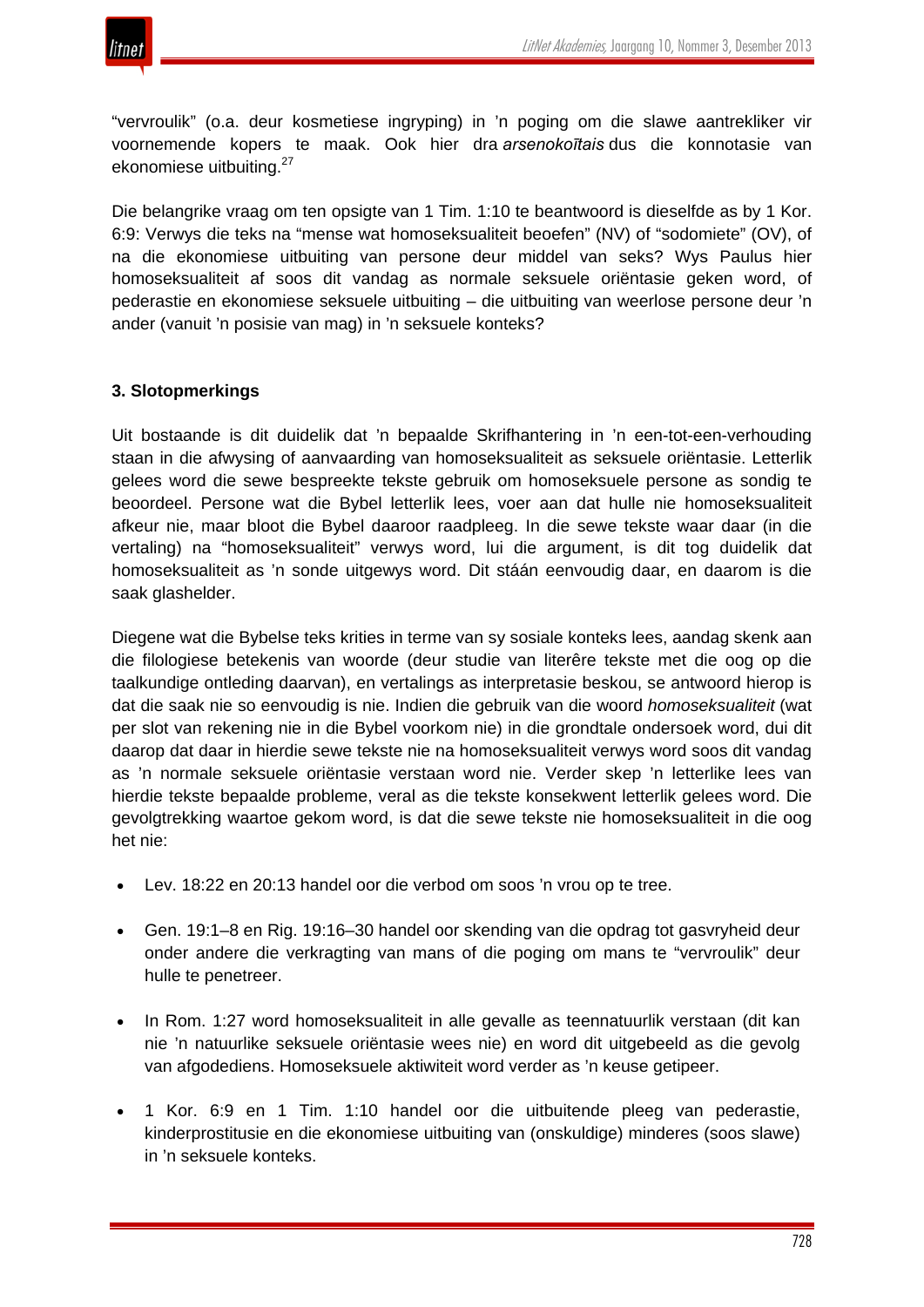"vervroulik" (o.a. deur kosmetiese ingryping) in 'n poging om die slawe aantrekliker vir voornemende kopers te maak. Ook hier dra *arsenokoîtais* dus die konnotasie van ekonomiese uitbuiting.[27]

Die belangrike vraag om ten opsigte van 1 Tim. 1:10 te beantwoord is dieselfde as by 1 Kor. 6:9: Verwys die teks na "mense wat homoseksualiteit beoefen" (NV) of "sodomiete" (OV), of na die ekonomiese uitbuiting van persone deur middel van seks? Wys Paulus hier homoseksualiteit af soos dit vandag as normale seksuele oriëntasie geken word, of pederastie en ekonomiese seksuele uitbuiting – die uitbuiting van weerlose persone deur 'n ander (vanuit 'n posisie van mag) in 'n seksuele konteks?

### 3. Slotopmerkings

Uit bostaande is dit duidelik dat 'n bepaalde Skrifhantering in 'n een-tot-een-verhouding staan in die afwysing of aanvaarding van homoseksualiteit as seksuele oriëntasie. Letterlik gelees word die sewe bespreekte tekste gebruik om homoseksuele persone as sondig te beoordeel. Persone wat die Bybel letterlik lees, voer aan dat hulle nie homoseksualiteit afkeur nie, maar bloot die Bybel daaroor raadpleeg. In die sewe tekste waar daar (in die vertaling) na "homoseksualiteit" verwys word, lui die argument, is dit tog duidelik dat homoseksualiteit as 'n sonde uitgewys word. Dit stáán eenvoudig daar, en daarom is die saak glashelder.

Diegene wat die Bybelse teks krities in terme van sy sosiale konteks lees, aandag skenk aan die filologiese betekenis van woorde (deur studie van literêre tekste met die oog op die taalkundige ontleding daarvan), en vertalings as interpretasie beskou, se antwoord hierop is dat die saak nie so eenvoudig is nie. Indien die gebruik van die woord *homoseksualiteit* (wat per slot van rekening nie in die Bybel voorkom nie) in die grondtale ondersoek word, dui dit daarop dat daar in hierdie sewe tekste nie na homoseksualiteit verwys word soos dit vandag as 'n normale seksuele oriëntasie verstaan word nie. Verder skep 'n letterlike lees van hierdie tekste bepaalde probleme, veral as die tekste konsekwent letterlik gelees word. Die gevolgtrekking waartoe gekom word, is dat die sewe tekste nie homoseksualiteit in die oog het nie:

- Lev. 18:22 en 20:13 handel oor die verbod om soos 'n vrou op te tree.
- Gen. 19:1–8 en Rig. 19:16–30 handel oor skending van die opdrag tot gasvryheid deur onder andere die verkragting van mans of die poging om mans te "vervroulik" deur hulle te penetreer.
- In Rom. 1:27 word homoseksualiteit in alle gevalle as teennatuurlik verstaan (dit kan nie 'n natuurlike seksuele oriëntasie wees nie) en word dit uitgebeeld as die gevolg van afgodediens. Homoseksuele aktiwiteit word verder as 'n keuse getipeer.
- 1 Kor. 6:9 en 1 Tim. 1:10 handel oor die uitbuitende pleeg van pederastie, kinderprostitusie en die ekonomiese uitbuiting van (onskuldige) minderes (soos slawe) in 'n seksuele konteks.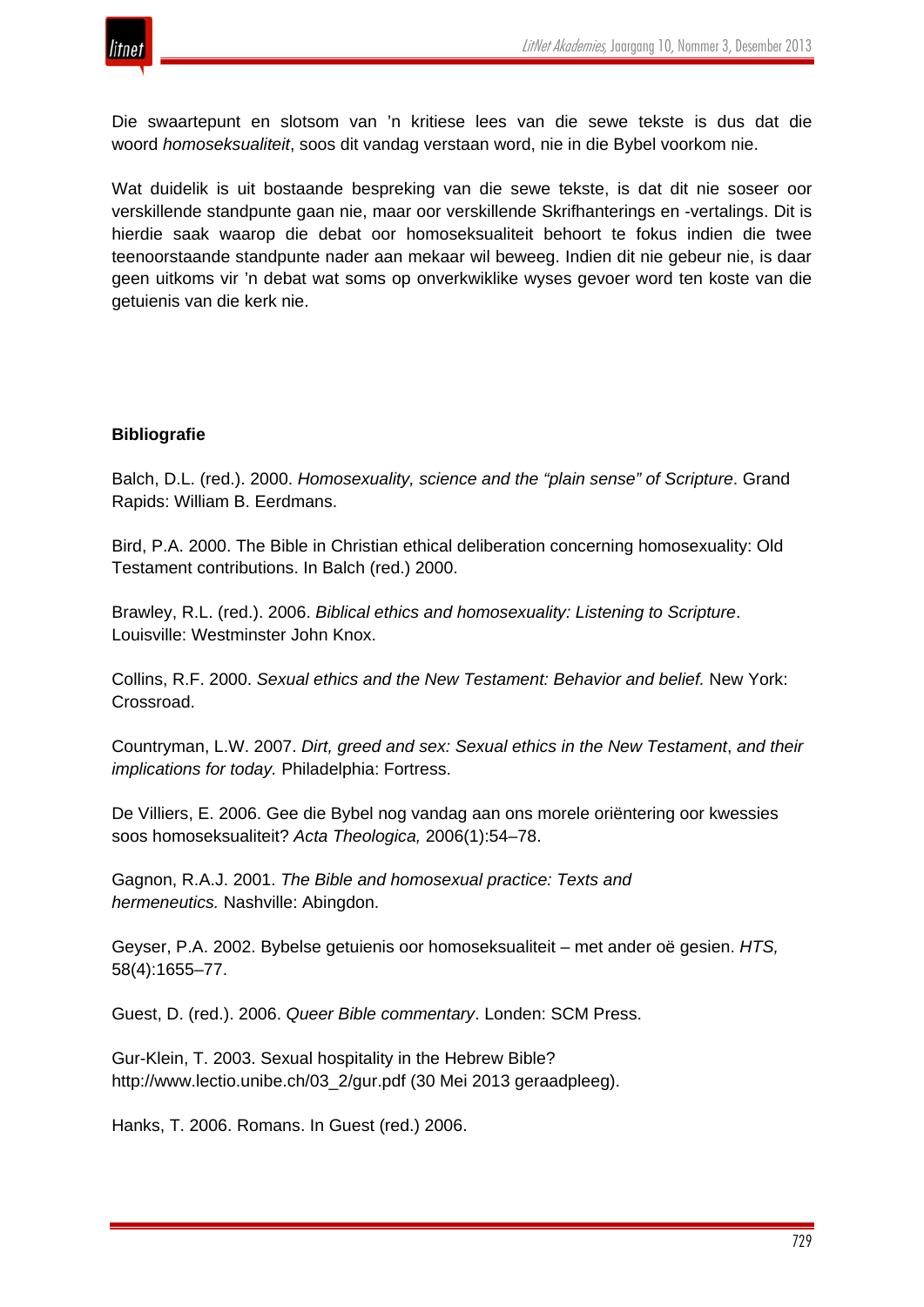Die swaartepunt en slotsom van 'n kritiese lees van die sewe tekste is dus dat die woord *homoseksualiteit*, soos dit vandag verstaan word, nie in die Bybel voorkom nie.

Wat duidelik is uit bostaande bespreking van die sewe tekste, is dat dit nie soseer oor verskillende standpunte gaan nie, maar oor verskillende Skrifhanterings en -vertalings. Dit is hierdie saak waarop die debat oor homoseksualiteit behoort te fokus indien die twee teenoorstaande standpunte nader aan mekaar wil beweeg. Indien dit nie gebeur nie, is daar geen uitkoms vir 'n debat wat soms op onverkwiklike wyses gevoer word ten koste van die getuienis van die kerk nie.

**Bibliografie**

Balch, D.L. (red.). 2000. *Homosexuality, science and the "plain sense" of Scripture*. Grand Rapids: William B. Eerdmans.

Bird, P.A. 2000. The Bible in Christian ethical deliberation concerning homosexuality: Old Testament contributions. In Balch (red.) 2000.

Brawley, R.L. (red.). 2006. *Biblical ethics and homosexuality: Listening to Scripture*. Louisville: Westminster John Knox.

Collins, R.F. 2000. *Sexual ethics and the New Testament: Behavior and belief.* New York: Crossroad.

Countryman, L.W. 2007. *Dirt, greed and sex: Sexual ethics in the New Testament*, *and their implications for today.* Philadelphia: Fortress.

De Villiers, E. 2006. Gee die Bybel nog vandag aan ons morele oriëntering oor kwessies soos homoseksualiteit? *Acta Theologica,* 2006(1):54–78.

Gagnon, R.A.J. 2001. *The Bible and homosexual practice: Texts and hermeneutics.* Nashville: Abingdon.

Geyser, P.A. 2002. Bybelse getuienis oor homoseksualiteit – met ander oë gesien. *HTS,* 58(4):1655–77.

Guest, D. (red.). 2006. *Queer Bible commentary*. Londen: SCM Press.

Gur-Klein, T. 2003. Sexual hospitality in the Hebrew Bible? http://www.lectio.unibe.ch/03_2/gur.pdf (30 Mei 2013 geraadpleeg).

Hanks, T. 2006. Romans. In Guest (red.) 2006.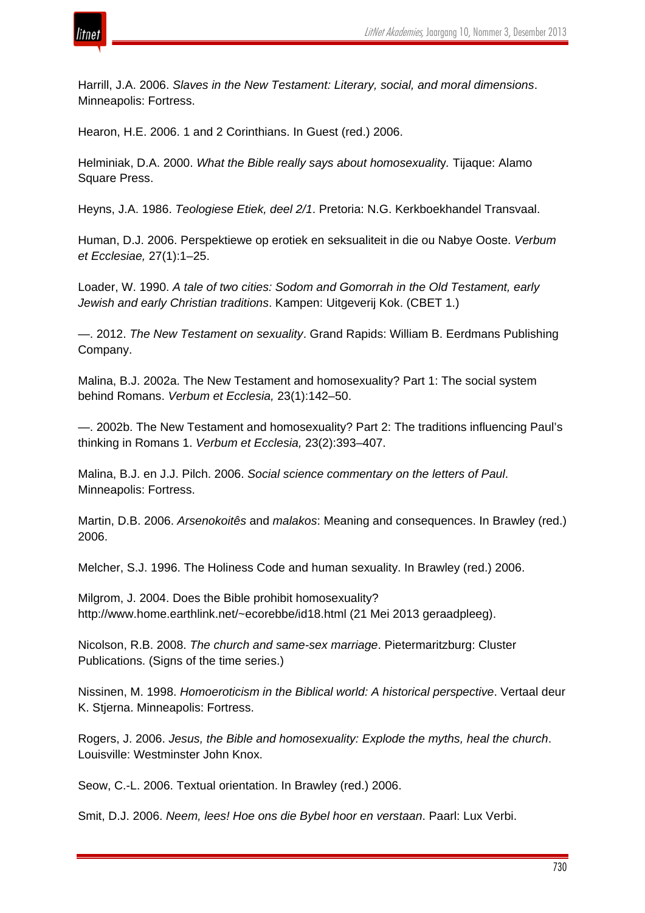Harrill, J.A. 2006. *Slaves in the New Testament: Literary, social, and moral dimensions*. Minneapolis: Fortress.

Hearon, H.E. 2006. 1 and 2 Corinthians. In Guest (red.) 2006.

Helminiak, D.A. 2000. *What the Bible really says about homosexuality.* Tijaque: Alamo Square Press.

Heyns, J.A. 1986. *Teologiese Etiek, deel 2/1*. Pretoria: N.G. Kerkboekhandel Transvaal.

Human, D.J. 2006. Perspektiewe op erotiek en seksualiteit in die ou Nabye Ooste. *Verbum et Ecclesiae,* 27(1):1–25.

Loader, W. 1990. *A tale of two cities: Sodom and Gomorrah in the Old Testament, early Jewish and early Christian traditions*. Kampen: Uitgeverij Kok. (CBET 1.)

—. 2012. *The New Testament on sexuality*. Grand Rapids: William B. Eerdmans Publishing Company.

Malina, B.J. 2002a. The New Testament and homosexuality? Part 1: The social system behind Romans. *Verbum et Ecclesia,* 23(1):142–50.

—. 2002b. The New Testament and homosexuality? Part 2: The traditions influencing Paul's thinking in Romans 1. *Verbum et Ecclesia,* 23(2):393–407.

Malina, B.J. en J.J. Pilch. 2006. *Social science commentary on the letters of Paul*. Minneapolis: Fortress.

Martin, D.B. 2006. *Arsenokoitês* and *malakos*: Meaning and consequences. In Brawley (red.) 2006.

Melcher, S.J. 1996. The Holiness Code and human sexuality. In Brawley (red.) 2006.

Milgrom, J. 2004. Does the Bible prohibit homosexuality? http://www.home.earthlink.net/~ecorebbe/id18.html (21 Mei 2013 geraadpleeg).

Nicolson, R.B. 2008. *The church and same-sex marriage*. Pietermaritzburg: Cluster Publications. (Signs of the time series.)

Nissinen, M. 1998. *Homoeroticism in the Biblical world: A historical perspective*. Vertaal deur K. Stjerna. Minneapolis: Fortress.

Rogers, J. 2006. *Jesus, the Bible and homosexuality: Explode the myths, heal the church*. Louisville: Westminster John Knox.

Seow, C.-L. 2006. Textual orientation. In Brawley (red.) 2006.

Smit, D.J. 2006. *Neem, lees! Hoe ons die Bybel hoor en verstaan*. Paarl: Lux Verbi.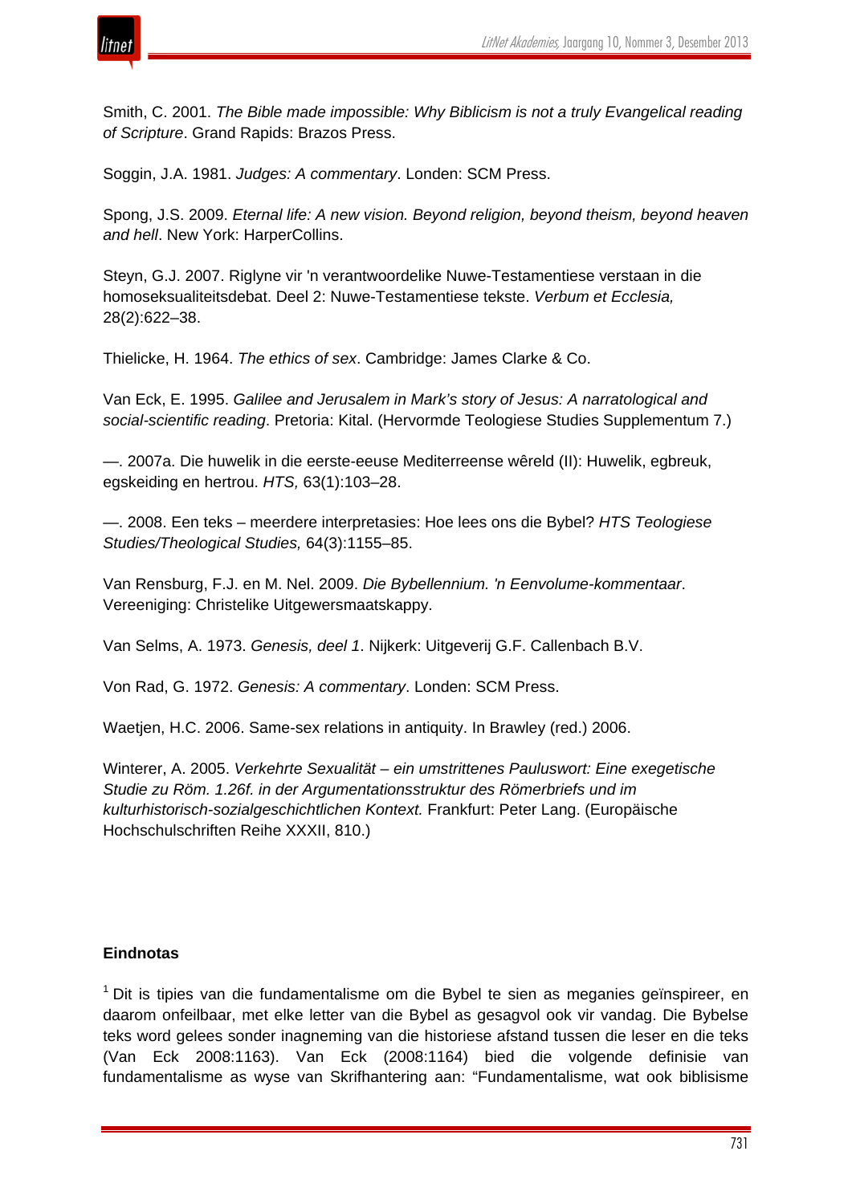Smith, C. 2001. *The Bible made impossible: Why Biblicism is not a truly Evangelical reading of Scripture*. Grand Rapids: Brazos Press.

Soggin, J.A. 1981. *Judges: A commentary*. Londen: SCM Press.

Spong, J.S. 2009. *Eternal life: A new vision. Beyond religion, beyond theism, beyond heaven and hell*. New York: HarperCollins.

Steyn, G.J. 2007. Riglyne vir 'n verantwoordelike Nuwe-Testamentiese verstaan in die homoseksualiteitsdebat. Deel 2: Nuwe-Testamentiese tekste. *Verbum et Ecclesia,* 28(2):622–38.

Thielicke, H. 1964. *The ethics of sex*. Cambridge: James Clarke & Co.

Van Eck, E. 1995. *Galilee and Jerusalem in Mark's story of Jesus: A narratological and social-scientific reading*. Pretoria: Kital. (Hervormde Teologiese Studies Supplementum 7.)

—. 2007a. Die huwelik in die eerste-eeuse Mediterreense wêreld (II): Huwelik, egbreuk, egskeiding en hertrou. *HTS,* 63(1):103–28.

—. 2008. Een teks – meerdere interpretasies: Hoe lees ons die Bybel? *HTS Teologiese Studies/Theological Studies,* 64(3):1155–85.

Van Rensburg, F.J. en M. Nel. 2009. *Die Bybellennium. 'n Eenvolume-kommentaar*. Vereeniging: Christelike Uitgewersmaatskappy.

Van Selms, A. 1973. *Genesis, deel 1*. Nijkerk: Uitgeverij G.F. Callenbach B.V.

Von Rad, G. 1972. *Genesis: A commentary*. Londen: SCM Press.

Waetjen, H.C. 2006. Same-sex relations in antiquity. In Brawley (red.) 2006.

Winterer, A. 2005. *Verkehrte Sexualität – ein umstrittenes Pauluswort: Eine exegetische Studie zu Röm. 1.26f. in der Argumentationsstruktur des Römerbriefs und im kulturhistorisch-sozialgeschichtlichen Kontext.* Frankfurt: Peter Lang. (Europäische Hochschulschriften Reihe XXXII, 810.)

## Eindnotas

[1] Dit is tipies van die fundamentalisme om die Bybel te sien as meganies geïnspireer, en daarom onfeilbaar, met elke letter van die Bybel as gesagvol ook vir vandag. Die Bybelse teks word gelees sonder inagneming van die historiese afstand tussen die leser en die teks (Van Eck 2008:1163). Van Eck (2008:1164) bied die volgende definisie van fundamentalisme as wyse van Skrifhantering aan: "Fundamentalisme, wat ook biblisisme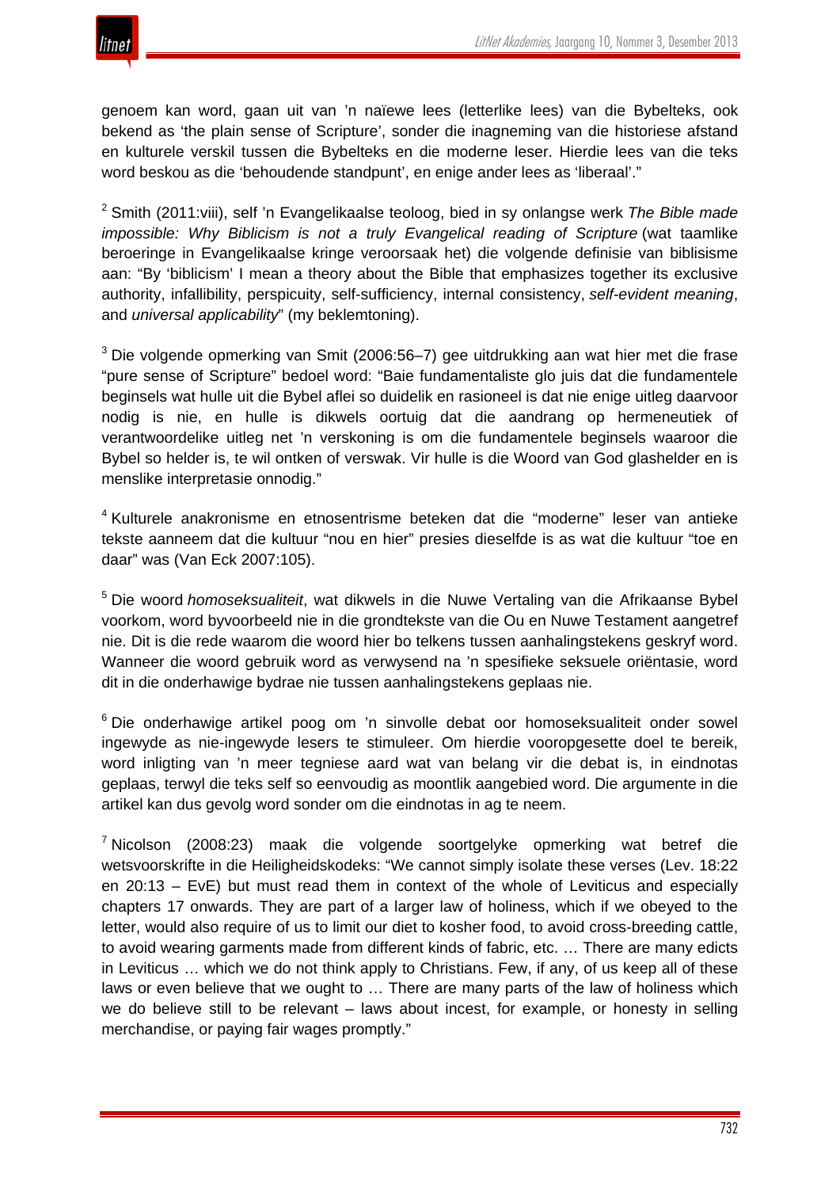genoem kan word, gaan uit van 'n naïewe lees (letterlike lees) van die Bybelteks, ook bekend as 'the plain sense of Scripture', sonder die inagneming van die historiese afstand en kulturele verskil tussen die Bybelteks en die moderne leser. Hierdie lees van die teks word beskou as die 'behoudende standpunt', en enige ander lees as 'liberaal'."

[2] Smith (2011:viii), self 'n Evangelikaalse teoloog, bied in sy onlangse werk *The Bible made impossible: Why Biblicism is not a truly Evangelical reading of Scripture* (wat taamlike beroeringe in Evangelikaalse kringe veroorsaak het) die volgende definisie van biblisisme aan: "By 'biblicism' I mean a theory about the Bible that emphasizes together its exclusive authority, infallibility, perspicuity, self-sufficiency, internal consistency, *self-evident meaning*, and *universal applicability*" (my beklemtoning).

[3] Die volgende opmerking van Smit (2006:56–7) gee uitdrukking aan wat hier met die frase "pure sense of Scripture" bedoel word: "Baie fundamentaliste glo juis dat die fundamentele beginsels wat hulle uit die Bybel aflei so duidelik en rasioneel is dat nie enige uitleg daarvoor nodig is nie, en hulle is dikwels oortuig dat die aandrang op hermeneutiek of verantwoordelike uitleg net 'n verskoning is om die fundamentele beginsels waaroor die Bybel so helder is, te wil ontken of verswak. Vir hulle is die Woord van God glashelder en is menslike interpretasie onnodig."

[4] Kulturele anakronisme en etnosentrisme beteken dat die "moderne" leser van antieke tekste aanneem dat die kultuur "nou en hier" presies dieselfde is as wat die kultuur "toe en daar" was (Van Eck 2007:105).

[5] Die woord *homoseksualiteit*, wat dikwels in die Nuwe Vertaling van die Afrikaanse Bybel voorkom, word byvoorbeeld nie in die grondtekste van die Ou en Nuwe Testament aangetref nie. Dit is die rede waarom die woord hier bo telkens tussen aanhalingstekens geskryf word. Wanneer die woord gebruik word as verwysend na 'n spesifieke seksuele oriëntasie, word dit in die onderhawige bydrae nie tussen aanhalingstekens geplaas nie.

[6] Die onderhawige artikel poog om 'n sinvolle debat oor homoseksualiteit onder sowel ingewyde as nie-ingewyde lesers te stimuleer. Om hierdie vooropgesette doel te bereik, word inligting van 'n meer tegniese aard wat van belang vir die debat is, in eindnotas geplaas, terwyl die teks self so eenvoudig as moontlik aangebied word. Die argumente in die artikel kan dus gevolg word sonder om die eindnotas in ag te neem.

[7] Nicolson (2008:23) maak die volgende soortgelyke opmerking wat betref die wetsvoorskrifte in die Heiligheidskodeks: "We cannot simply isolate these verses (Lev. 18:22 en 20:13 – EvE) but must read them in context of the whole of Leviticus and especially chapters 17 onwards. They are part of a larger law of holiness, which if we obeyed to the letter, would also require of us to limit our diet to kosher food, to avoid cross-breeding cattle, to avoid wearing garments made from different kinds of fabric, etc. … There are many edicts in Leviticus … which we do not think apply to Christians. Few, if any, of us keep all of these laws or even believe that we ought to … There are many parts of the law of holiness which we do believe still to be relevant – laws about incest, for example, or honesty in selling merchandise, or paying fair wages promptly."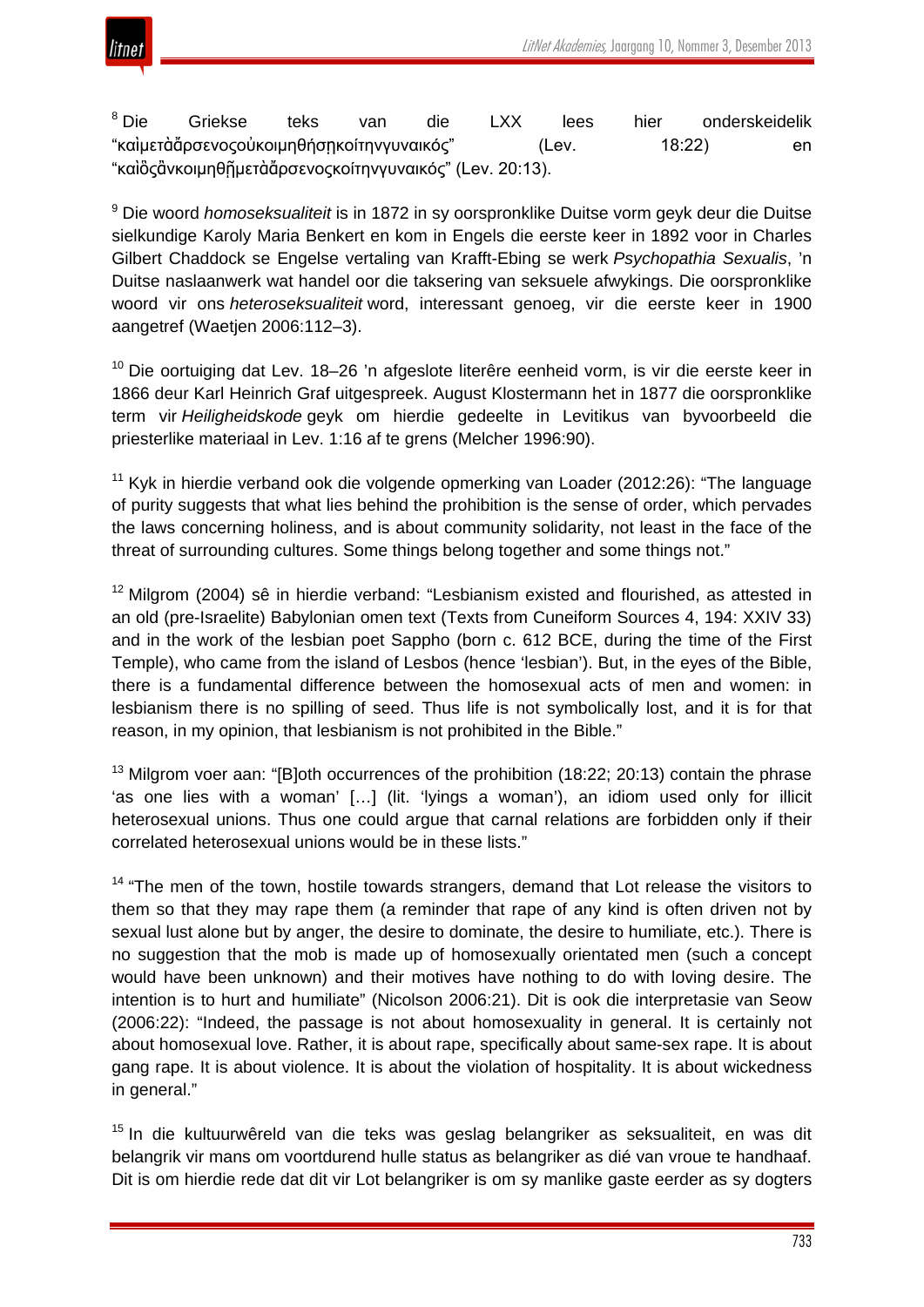[8] Die Griekse teks van die LXX lees hier onderskeidelik "καὶμετὰἄρσενοςοὐκοιμηθήσηκοίτηνγυναικός" (Lev. 18:22) en "καὶὃςἂνκοιμηθῇμετὰἄρσενοςκοίτηνγυναικός" (Lev. 20:13).

[9] Die woord *homoseksualiteit* is in 1872 in sy oorspronklike Duitse vorm geyk deur die Duitse sielkundige Karoly Maria Benkert en kom in Engels die eerste keer in 1892 voor in Charles Gilbert Chaddock se Engelse vertaling van Krafft-Ebing se werk *Psychopathia Sexualis*, 'n Duitse naslaanwerk wat handel oor die taksering van seksuele afwykings. Die oorspronklike woord vir ons *heteroseksualiteit* word, interessant genoeg, vir die eerste keer in 1900 aangetref (Waetjen 2006:112–3).

[10] Die oortuiging dat Lev. 18–26 'n afgeslote literêre eenheid vorm, is vir die eerste keer in 1866 deur Karl Heinrich Graf uitgespreek. August Klostermann het in 1877 die oorspronklike term vir *Heiligheidskode* geyk om hierdie gedeelte in Levitikus van byvoorbeeld die priesterlike materiaal in Lev. 1:16 af te grens (Melcher 1996:90).

[11] Kyk in hierdie verband ook die volgende opmerking van Loader (2012:26): "The language of purity suggests that what lies behind the prohibition is the sense of order, which pervades the laws concerning holiness, and is about community solidarity, not least in the face of the threat of surrounding cultures. Some things belong together and some things not."

[12] Milgrom (2004) sê in hierdie verband: "Lesbianism existed and flourished, as attested in an old (pre-Israelite) Babylonian omen text (Texts from Cuneiform Sources 4, 194: XXIV 33) and in the work of the lesbian poet Sappho (born c. 612 BCE, during the time of the First Temple), who came from the island of Lesbos (hence 'lesbian'). But, in the eyes of the Bible, there is a fundamental difference between the homosexual acts of men and women: in lesbianism there is no spilling of seed. Thus life is not symbolically lost, and it is for that reason, in my opinion, that lesbianism is not prohibited in the Bible."

[13] Milgrom voer aan: "[B]oth occurrences of the prohibition (18:22; 20:13) contain the phrase 'as one lies with a woman' […] (lit. 'lyings a woman'), an idiom used only for illicit heterosexual unions. Thus one could argue that carnal relations are forbidden only if their correlated heterosexual unions would be in these lists."

[14] "The men of the town, hostile towards strangers, demand that Lot release the visitors to them so that they may rape them (a reminder that rape of any kind is often driven not by sexual lust alone but by anger, the desire to dominate, the desire to humiliate, etc.). There is no suggestion that the mob is made up of homosexually orientated men (such a concept would have been unknown) and their motives have nothing to do with loving desire. The intention is to hurt and humiliate" (Nicolson 2006:21). Dit is ook die interpretasie van Seow (2006:22): "Indeed, the passage is not about homosexuality in general. It is certainly not about homosexual love. Rather, it is about rape, specifically about same-sex rape. It is about gang rape. It is about violence. It is about the violation of hospitality. It is about wickedness in general."

[15] In die kultuurwêreld van die teks was geslag belangriker as seksualiteit, en was dit belangrik vir mans om voortdurend hulle status as belangriker as dié van vroue te handhaaf. Dit is om hierdie rede dat dit vir Lot belangriker is om sy manlike gaste eerder as sy dogters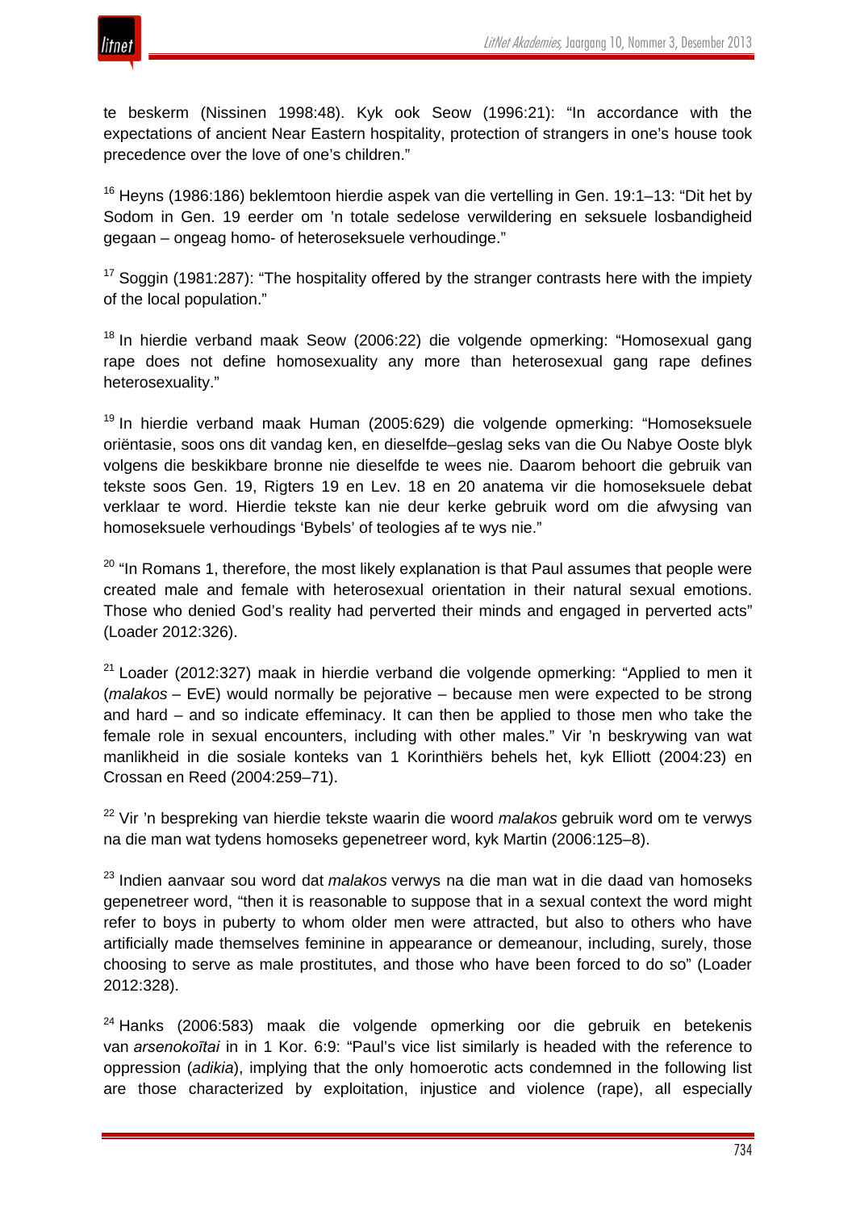te beskerm (Nissinen 1998:48). Kyk ook Seow (1996:21): "In accordance with the expectations of ancient Near Eastern hospitality, protection of strangers in one's house took precedence over the love of one's children."

[16] Heyns (1986:186) beklemtoon hierdie aspek van die vertelling in Gen. 19:1–13: "Dit het by Sodom in Gen. 19 eerder om 'n totale sedelose verwildering en seksuele losbandigheid gegaan – ongeag homo- of heteroseksuele verhoudinge."

[17] Soggin (1981:287): "The hospitality offered by the stranger contrasts here with the impiety of the local population."

[18] In hierdie verband maak Seow (2006:22) die volgende opmerking: "Homosexual gang rape does not define homosexuality any more than heterosexual gang rape defines heterosexuality."

[19] In hierdie verband maak Human (2005:629) die volgende opmerking: "Homoseksuele oriëntasie, soos ons dit vandag ken, en dieselfde–geslag seks van die Ou Nabye Ooste blyk volgens die beskikbare bronne nie dieselfde te wees nie. Daarom behoort die gebruik van tekste soos Gen. 19, Rigters 19 en Lev. 18 en 20 anatema vir die homoseksuele debat verklaar te word. Hierdie tekste kan nie deur kerke gebruik word om die afwysing van homoseksuele verhoudings 'Bybels' of teologies af te wys nie."

[20] "In Romans 1, therefore, the most likely explanation is that Paul assumes that people were created male and female with heterosexual orientation in their natural sexual emotions. Those who denied God's reality had perverted their minds and engaged in perverted acts" (Loader 2012:326).

[21] Loader (2012:327) maak in hierdie verband die volgende opmerking: "Applied to men it (*malakos* – EvE) would normally be pejorative – because men were expected to be strong and hard – and so indicate effeminacy. It can then be applied to those men who take the female role in sexual encounters, including with other males." Vir 'n beskrywing van wat manlikheid in die sosiale konteks van 1 Korinthiërs behels het, kyk Elliott (2004:23) en Crossan en Reed (2004:259–71).

[22] Vir 'n bespreking van hierdie tekste waarin die woord *malakos* gebruik word om te verwys na die man wat tydens homoseks gepenetreer word, kyk Martin (2006:125–8).

[23] Indien aanvaar sou word dat *malakos* verwys na die man wat in die daad van homoseks gepenetreer word, "then it is reasonable to suppose that in a sexual context the word might refer to boys in puberty to whom older men were attracted, but also to others who have artificially made themselves feminine in appearance or demeanour, including, surely, those choosing to serve as male prostitutes, and those who have been forced to do so" (Loader 2012:328).

[24] Hanks (2006:583) maak die volgende opmerking oor die gebruik en betekenis van *arsenokoītai* in in 1 Kor. 6:9: "Paul's vice list similarly is headed with the reference to oppression (*adikia*), implying that the only homoerotic acts condemned in the following list are those characterized by exploitation, injustice and violence (rape), all especially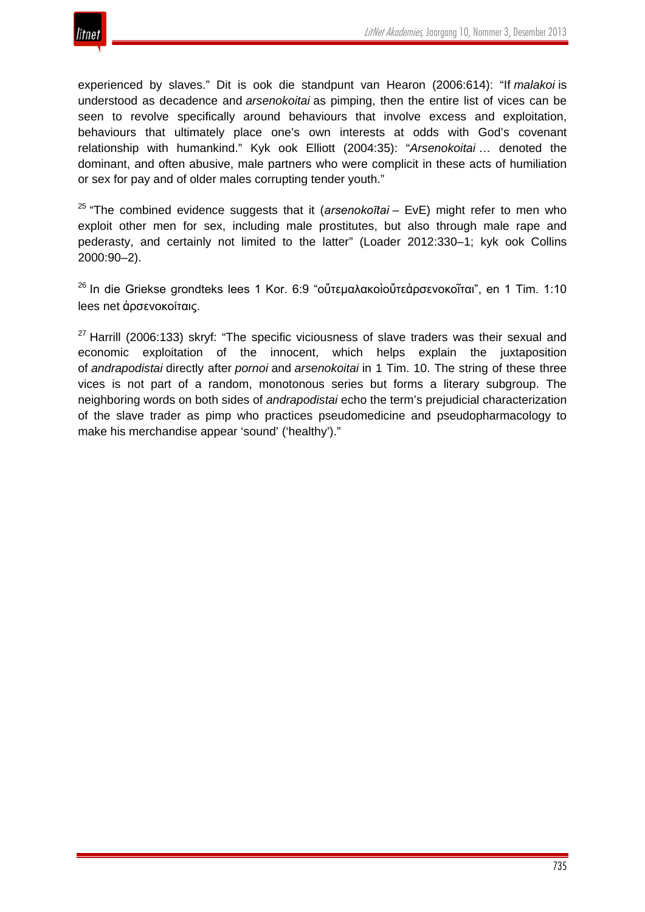experienced by slaves." Dit is ook die standpunt van Hearon (2006:614): "If *malakoi* is understood as decadence and *arsenokoitai* as pimping, then the entire list of vices can be seen to revolve specifically around behaviours that involve excess and exploitation, behaviours that ultimately place one's own interests at odds with God's covenant relationship with humankind." Kyk ook Elliott (2004:35): "*Arsenokoitai* … denoted the dominant, and often abusive, male partners who were complicit in these acts of humiliation or sex for pay and of older males corrupting tender youth."

[25] "The combined evidence suggests that it (*arsenokoītai* – EvE) might refer to men who exploit other men for sex, including male prostitutes, but also through male rape and pederasty, and certainly not limited to the latter" (Loader 2012:330–1; kyk ook Collins 2000:90–2).

[26] In die Griekse grondteks lees 1 Kor. 6:9 "οὔτεμαλακοὶοὔτεἀρσενοκοῖται", en 1 Tim. 1:10 lees net ἀρσενοκοίταις.

[27] Harrill (2006:133) skryf: "The specific viciousness of slave traders was their sexual and economic exploitation of the innocent, which helps explain the juxtaposition of *andrapodistai* directly after *pornoi* and *arsenokoitai* in 1 Tim. 10. The string of these three vices is not part of a random, monotonous series but forms a literary subgroup. The neighboring words on both sides of *andrapodistai* echo the term's prejudicial characterization of the slave trader as pimp who practices pseudomedicine and pseudopharmacology to make his merchandise appear 'sound' ('healthy')."